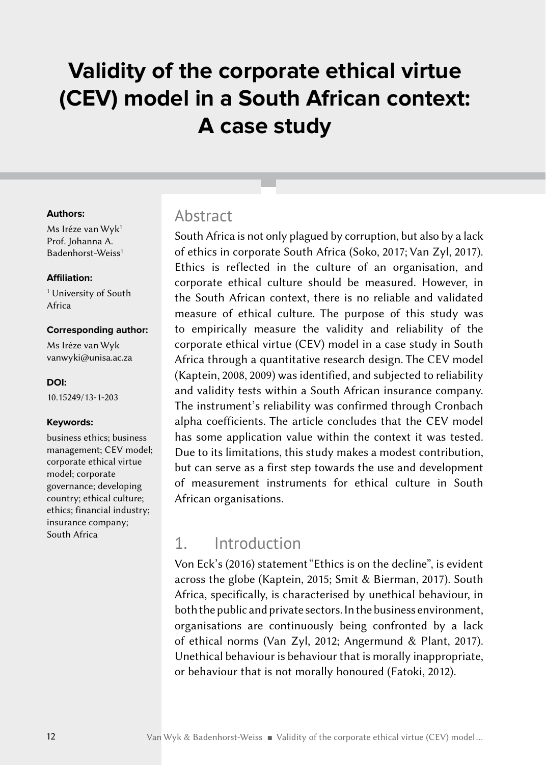# Validity of the corporate ethical virtue (CEV) model in a South African context: A case study

**Authors:**

Ms Iréze van Wyk[1]
Prof. Johanna A. Badenhorst-Weiss[1]

**Affiliation:**

[1] University of South Africa

**Corresponding author:**

Ms Iréze van Wyk
vanwyki@unisa.ac.za

**DOI:**

10.15249/13-1-203

**Keywords:**

business ethics; business management; CEV model; corporate ethical virtue model; corporate governance; developing country; ethical culture; ethics; financial industry; insurance company; South Africa

## Abstract

South Africa is not only plagued by corruption, but also by a lack of ethics in corporate South Africa (Soko, 2017; Van Zyl, 2017). Ethics is reflected in the culture of an organisation, and corporate ethical culture should be measured. However, in the South African context, there is no reliable and validated measure of ethical culture. The purpose of this study was to empirically measure the validity and reliability of the corporate ethical virtue (CEV) model in a case study in South Africa through a quantitative research design. The CEV model (Kaptein, 2008, 2009) was identified, and subjected to reliability and validity tests within a South African insurance company. The instrument's reliability was confirmed through Cronbach alpha coefficients. The article concludes that the CEV model has some application value within the context it was tested. Due to its limitations, this study makes a modest contribution, but can serve as a first step towards the use and development of measurement instruments for ethical culture in South African organisations.

## 1. Introduction

Von Eck's (2016) statement "Ethics is on the decline", is evident across the globe (Kaptein, 2015; Smit & Bierman, 2017). South Africa, specifically, is characterised by unethical behaviour, in both the public and private sectors. In the business environment, organisations are continuously being confronted by a lack of ethical norms (Van Zyl, 2012; Angermund & Plant, 2017). Unethical behaviour is behaviour that is morally inappropriate, or behaviour that is not morally honoured (Fatoki, 2012).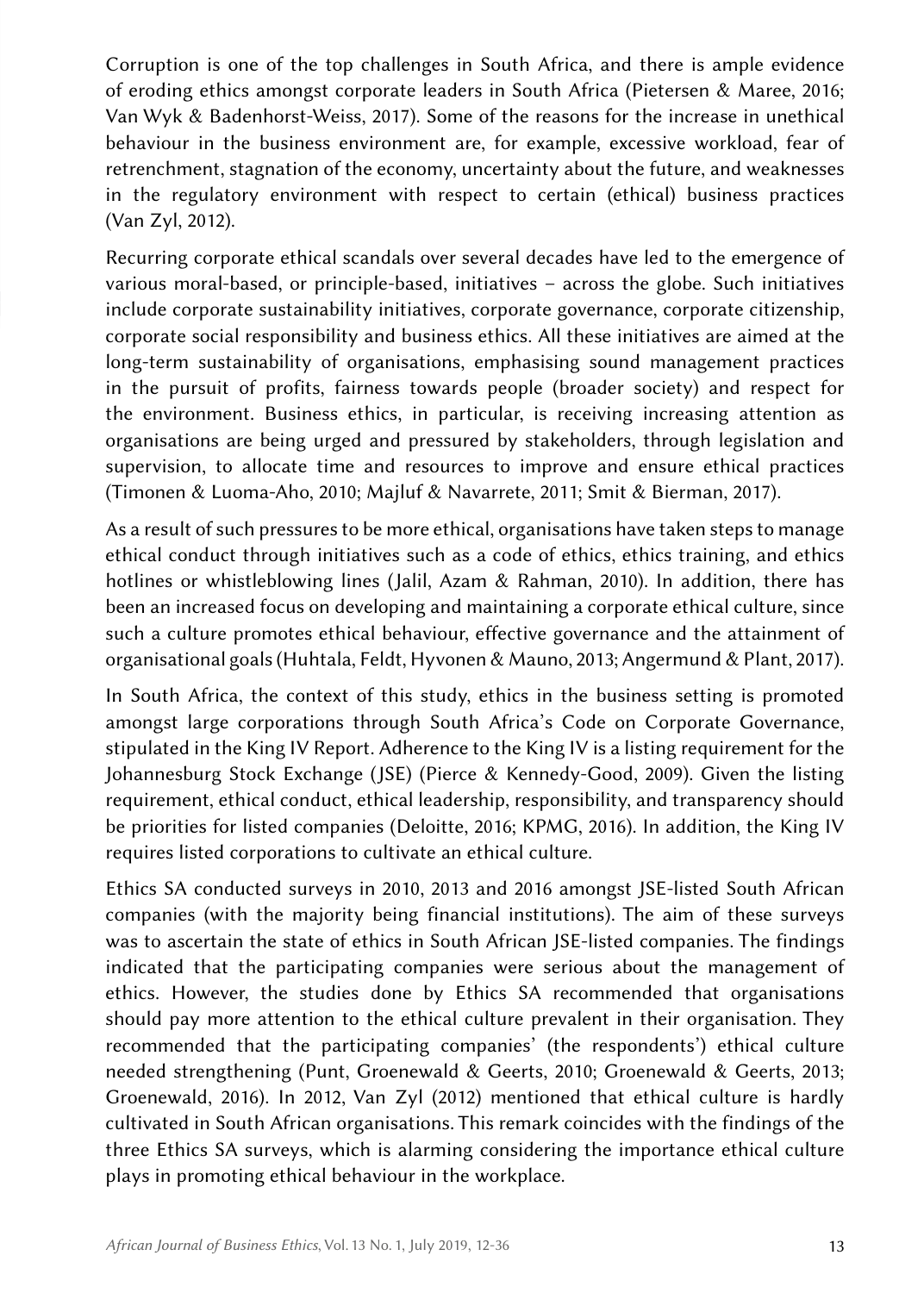Corruption is one of the top challenges in South Africa, and there is ample evidence of eroding ethics amongst corporate leaders in South Africa (Pietersen & Maree, 2016; Van Wyk & Badenhorst-Weiss, 2017). Some of the reasons for the increase in unethical behaviour in the business environment are, for example, excessive workload, fear of retrenchment, stagnation of the economy, uncertainty about the future, and weaknesses in the regulatory environment with respect to certain (ethical) business practices (Van Zyl, 2012).

Recurring corporate ethical scandals over several decades have led to the emergence of various moral-based, or principle-based, initiatives – across the globe. Such initiatives include corporate sustainability initiatives, corporate governance, corporate citizenship, corporate social responsibility and business ethics. All these initiatives are aimed at the long-term sustainability of organisations, emphasising sound management practices in the pursuit of profits, fairness towards people (broader society) and respect for the environment. Business ethics, in particular, is receiving increasing attention as organisations are being urged and pressured by stakeholders, through legislation and supervision, to allocate time and resources to improve and ensure ethical practices (Timonen & Luoma-Aho, 2010; Majluf & Navarrete, 2011; Smit & Bierman, 2017).

As a result of such pressures to be more ethical, organisations have taken steps to manage ethical conduct through initiatives such as a code of ethics, ethics training, and ethics hotlines or whistleblowing lines (Jalil, Azam & Rahman, 2010). In addition, there has been an increased focus on developing and maintaining a corporate ethical culture, since such a culture promotes ethical behaviour, effective governance and the attainment of organisational goals (Huhtala, Feldt, Hyvonen & Mauno, 2013; Angermund & Plant, 2017).

In South Africa, the context of this study, ethics in the business setting is promoted amongst large corporations through South Africa's Code on Corporate Governance, stipulated in the King IV Report. Adherence to the King IV is a listing requirement for the Johannesburg Stock Exchange (JSE) (Pierce & Kennedy-Good, 2009). Given the listing requirement, ethical conduct, ethical leadership, responsibility, and transparency should be priorities for listed companies (Deloitte, 2016; KPMG, 2016). In addition, the King IV requires listed corporations to cultivate an ethical culture.

Ethics SA conducted surveys in 2010, 2013 and 2016 amongst JSE-listed South African companies (with the majority being financial institutions). The aim of these surveys was to ascertain the state of ethics in South African JSE-listed companies. The findings indicated that the participating companies were serious about the management of ethics. However, the studies done by Ethics SA recommended that organisations should pay more attention to the ethical culture prevalent in their organisation. They recommended that the participating companies' (the respondents') ethical culture needed strengthening (Punt, Groenewald & Geerts, 2010; Groenewald & Geerts, 2013; Groenewald, 2016). In 2012, Van Zyl (2012) mentioned that ethical culture is hardly cultivated in South African organisations. This remark coincides with the findings of the three Ethics SA surveys, which is alarming considering the importance ethical culture plays in promoting ethical behaviour in the workplace.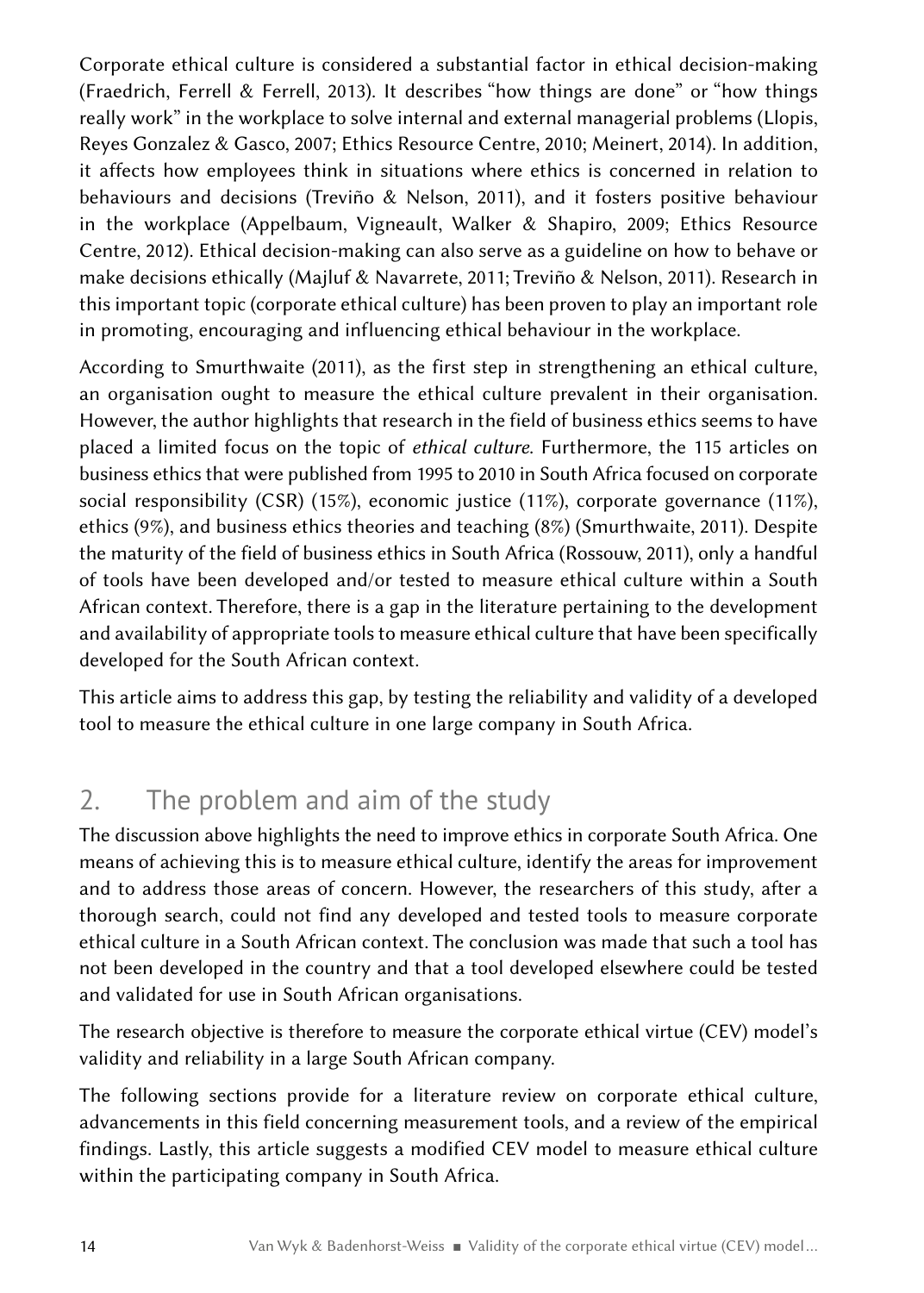Corporate ethical culture is considered a substantial factor in ethical decision-making (Fraedrich, Ferrell & Ferrell, 2013). It describes "how things are done" or "how things really work" in the workplace to solve internal and external managerial problems (Llopis, Reyes Gonzalez & Gasco, 2007; Ethics Resource Centre, 2010; Meinert, 2014). In addition, it affects how employees think in situations where ethics is concerned in relation to behaviours and decisions (Treviño & Nelson, 2011), and it fosters positive behaviour in the workplace (Appelbaum, Vigneault, Walker & Shapiro, 2009; Ethics Resource Centre, 2012). Ethical decision-making can also serve as a guideline on how to behave or make decisions ethically (Majluf & Navarrete, 2011; Treviño & Nelson, 2011). Research in this important topic (corporate ethical culture) has been proven to play an important role in promoting, encouraging and influencing ethical behaviour in the workplace.

According to Smurthwaite (2011), as the first step in strengthening an ethical culture, an organisation ought to measure the ethical culture prevalent in their organisation. However, the author highlights that research in the field of business ethics seems to have placed a limited focus on the topic of *ethical culture*. Furthermore, the 115 articles on business ethics that were published from 1995 to 2010 in South Africa focused on corporate social responsibility (CSR) (15%), economic justice (11%), corporate governance (11%), ethics (9%), and business ethics theories and teaching (8%) (Smurthwaite, 2011). Despite the maturity of the field of business ethics in South Africa (Rossouw, 2011), only a handful of tools have been developed and/or tested to measure ethical culture within a South African context. Therefore, there is a gap in the literature pertaining to the development and availability of appropriate tools to measure ethical culture that have been specifically developed for the South African context.

This article aims to address this gap, by testing the reliability and validity of a developed tool to measure the ethical culture in one large company in South Africa.

## 2. The problem and aim of the study

The discussion above highlights the need to improve ethics in corporate South Africa. One means of achieving this is to measure ethical culture, identify the areas for improvement and to address those areas of concern. However, the researchers of this study, after a thorough search, could not find any developed and tested tools to measure corporate ethical culture in a South African context. The conclusion was made that such a tool has not been developed in the country and that a tool developed elsewhere could be tested and validated for use in South African organisations.

The research objective is therefore to measure the corporate ethical virtue (CEV) model's validity and reliability in a large South African company.

The following sections provide for a literature review on corporate ethical culture, advancements in this field concerning measurement tools, and a review of the empirical findings. Lastly, this article suggests a modified CEV model to measure ethical culture within the participating company in South Africa.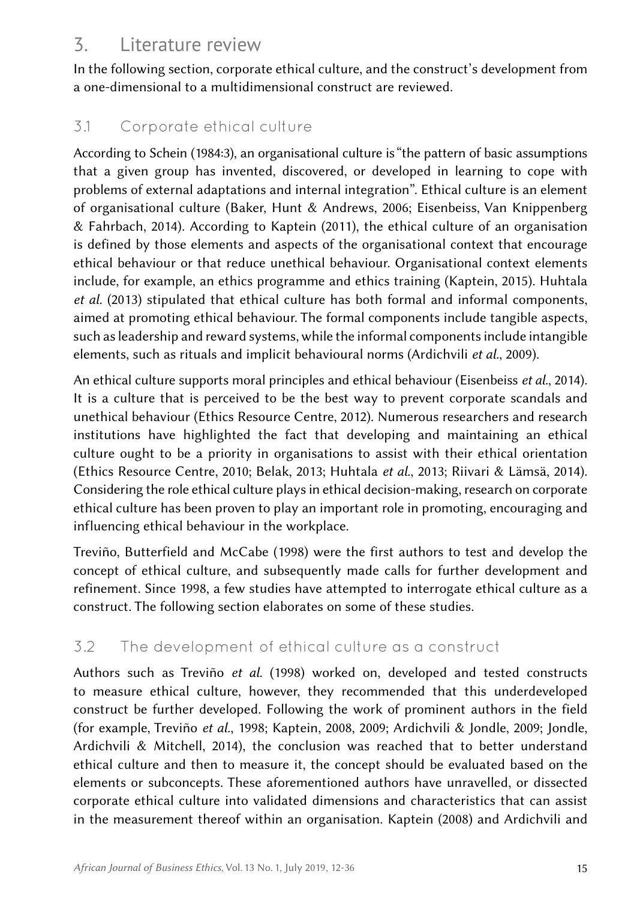# 3. Literature review

In the following section, corporate ethical culture, and the construct's development from a one-dimensional to a multidimensional construct are reviewed.

## 3.1 Corporate ethical culture

According to Schein (1984:3), an organisational culture is "the pattern of basic assumptions that a given group has invented, discovered, or developed in learning to cope with problems of external adaptations and internal integration". Ethical culture is an element of organisational culture (Baker, Hunt & Andrews, 2006; Eisenbeiss, Van Knippenberg & Fahrbach, 2014). According to Kaptein (2011), the ethical culture of an organisation is defined by those elements and aspects of the organisational context that encourage ethical behaviour or that reduce unethical behaviour. Organisational context elements include, for example, an ethics programme and ethics training (Kaptein, 2015). Huhtala *et al.* (2013) stipulated that ethical culture has both formal and informal components, aimed at promoting ethical behaviour. The formal components include tangible aspects, such as leadership and reward systems, while the informal components include intangible elements, such as rituals and implicit behavioural norms (Ardichvili *et al.*, 2009).

An ethical culture supports moral principles and ethical behaviour (Eisenbeiss *et al.*, 2014). It is a culture that is perceived to be the best way to prevent corporate scandals and unethical behaviour (Ethics Resource Centre, 2012). Numerous researchers and research institutions have highlighted the fact that developing and maintaining an ethical culture ought to be a priority in organisations to assist with their ethical orientation (Ethics Resource Centre, 2010; Belak, 2013; Huhtala *et al.*, 2013; Riivari & Lämsä, 2014). Considering the role ethical culture plays in ethical decision-making, research on corporate ethical culture has been proven to play an important role in promoting, encouraging and influencing ethical behaviour in the workplace.

Treviño, Butterfield and McCabe (1998) were the first authors to test and develop the concept of ethical culture, and subsequently made calls for further development and refinement. Since 1998, a few studies have attempted to interrogate ethical culture as a construct. The following section elaborates on some of these studies.

## 3.2 The development of ethical culture as a construct

Authors such as Treviño *et al.* (1998) worked on, developed and tested constructs to measure ethical culture, however, they recommended that this underdeveloped construct be further developed. Following the work of prominent authors in the field (for example, Treviño *et al.*, 1998; Kaptein, 2008, 2009; Ardichvili & Jondle, 2009; Jondle, Ardichvili & Mitchell, 2014), the conclusion was reached that to better understand ethical culture and then to measure it, the concept should be evaluated based on the elements or subconcepts. These aforementioned authors have unravelled, or dissected corporate ethical culture into validated dimensions and characteristics that can assist in the measurement thereof within an organisation. Kaptein (2008) and Ardichvili and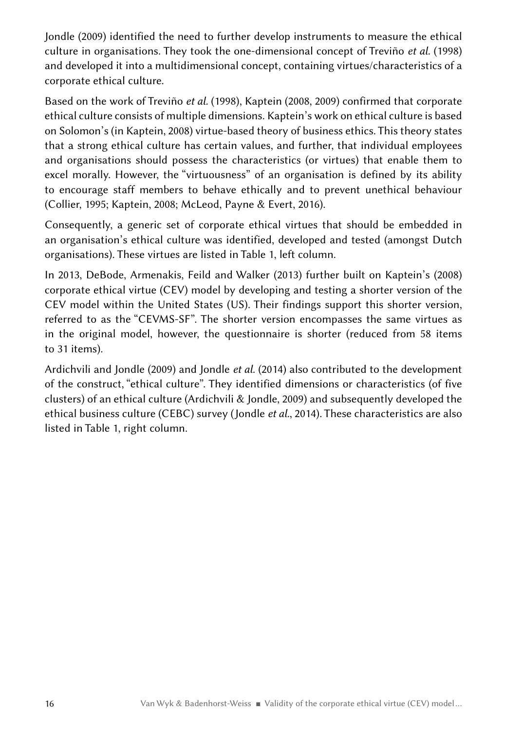Jondle (2009) identified the need to further develop instruments to measure the ethical culture in organisations. They took the one-dimensional concept of Treviño *et al.* (1998) and developed it into a multidimensional concept, containing virtues/characteristics of a corporate ethical culture.

Based on the work of Treviño *et al.* (1998), Kaptein (2008, 2009) confirmed that corporate ethical culture consists of multiple dimensions. Kaptein's work on ethical culture is based on Solomon's (in Kaptein, 2008) virtue-based theory of business ethics. This theory states that a strong ethical culture has certain values, and further, that individual employees and organisations should possess the characteristics (or virtues) that enable them to excel morally. However, the "virtuousness" of an organisation is defined by its ability to encourage staff members to behave ethically and to prevent unethical behaviour (Collier, 1995; Kaptein, 2008; McLeod, Payne & Evert, 2016).

Consequently, a generic set of corporate ethical virtues that should be embedded in an organisation's ethical culture was identified, developed and tested (amongst Dutch organisations). These virtues are listed in Table 1, left column.

In 2013, DeBode, Armenakis, Feild and Walker (2013) further built on Kaptein's (2008) corporate ethical virtue (CEV) model by developing and testing a shorter version of the CEV model within the United States (US). Their findings support this shorter version, referred to as the "CEVMS-SF". The shorter version encompasses the same virtues as in the original model, however, the questionnaire is shorter (reduced from 58 items to 31 items).

Ardichvili and Jondle (2009) and Jondle *et al.* (2014) also contributed to the development of the construct, "ethical culture". They identified dimensions or characteristics (of five clusters) of an ethical culture (Ardichvili & Jondle, 2009) and subsequently developed the ethical business culture (CEBC) survey (Jondle *et al.*, 2014). These characteristics are also listed in Table 1, right column.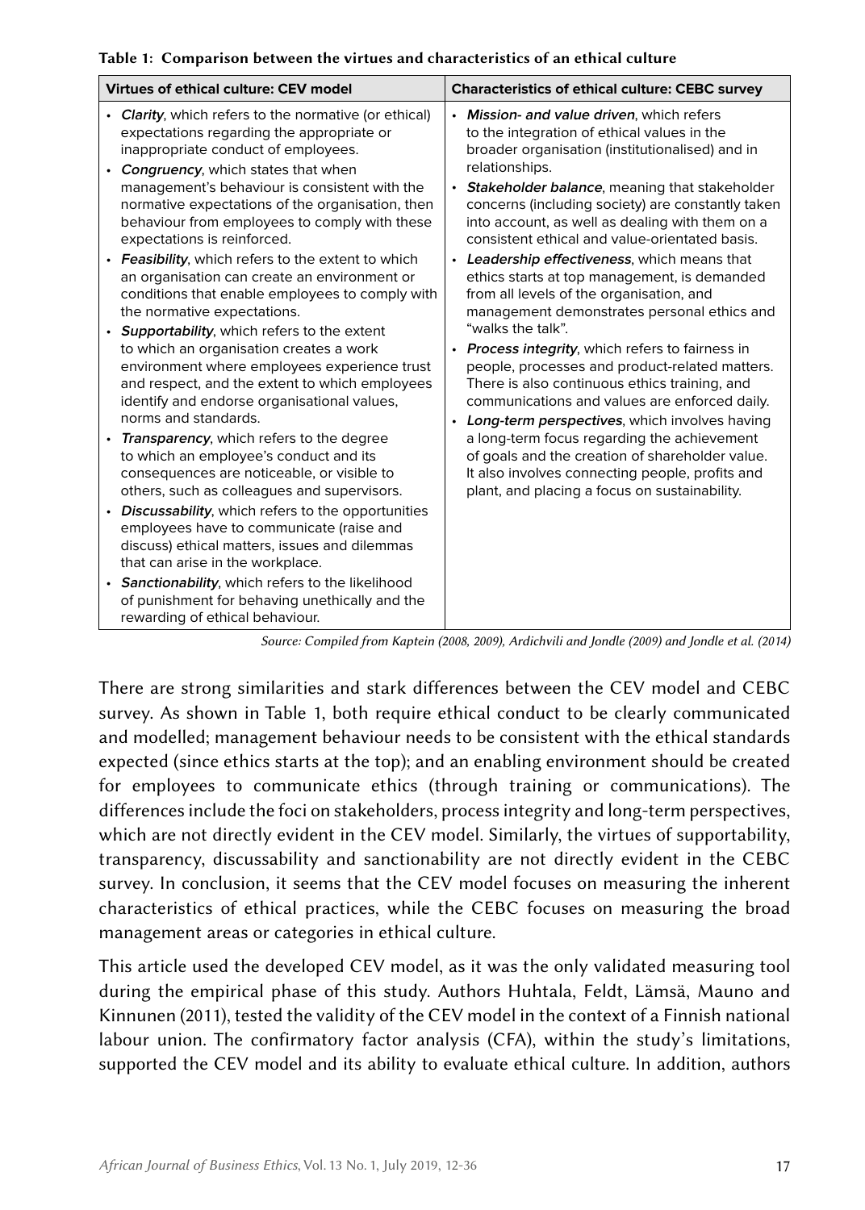**Table 1: Comparison between the virtues and characteristics of an ethical culture**

| Virtues of ethical culture: CEV model | Characteristics of ethical culture: CEBC survey |
| --- | --- |
| • ***Clarity***, which refers to the normative (or ethical) expectations regarding the appropriate or inappropriate conduct of employees.<br>• ***Congruency***, which states that when management's behaviour is consistent with the normative expectations of the organisation, then behaviour from employees to comply with these expectations is reinforced.<br>• ***Feasibility***, which refers to the extent to which an organisation can create an environment or conditions that enable employees to comply with the normative expectations.<br>• ***Supportability***, which refers to the extent to which an organisation creates a work environment where employees experience trust and respect, and the extent to which employees identify and endorse organisational values, norms and standards.<br>• ***Transparency***, which refers to the degree to which an employee's conduct and its consequences are noticeable, or visible to others, such as colleagues and supervisors.<br>• ***Discussability***, which refers to the opportunities employees have to communicate (raise and discuss) ethical matters, issues and dilemmas that can arise in the workplace.<br>• ***Sanctionability***, which refers to the likelihood of punishment for behaving unethically and the rewarding of ethical behaviour. | • ***Mission- and value driven***, which refers to the integration of ethical values in the broader organisation (institutionalised) and in relationships.<br>• ***Stakeholder balance***, meaning that stakeholder concerns (including society) are constantly taken into account, as well as dealing with them on a consistent ethical and value-orientated basis.<br>• ***Leadership effectiveness***, which means that ethics starts at top management, is demanded from all levels of the organisation, and management demonstrates personal ethics and "walks the talk".<br>• ***Process integrity***, which refers to fairness in people, processes and product-related matters. There is also continuous ethics training, and communications and values are enforced daily.<br>• ***Long-term perspectives***, which involves having a long-term focus regarding the achievement of goals and the creation of shareholder value. It also involves connecting people, profits and plant, and placing a focus on sustainability. |

*Source: Compiled from Kaptein (2008, 2009), Ardichvili and Jondle (2009) and Jondle et al. (2014)*

There are strong similarities and stark differences between the CEV model and CEBC survey. As shown in Table 1, both require ethical conduct to be clearly communicated and modelled; management behaviour needs to be consistent with the ethical standards expected (since ethics starts at the top); and an enabling environment should be created for employees to communicate ethics (through training or communications). The differences include the foci on stakeholders, process integrity and long-term perspectives, which are not directly evident in the CEV model. Similarly, the virtues of supportability, transparency, discussability and sanctionability are not directly evident in the CEBC survey. In conclusion, it seems that the CEV model focuses on measuring the inherent characteristics of ethical practices, while the CEBC focuses on measuring the broad management areas or categories in ethical culture.

This article used the developed CEV model, as it was the only validated measuring tool during the empirical phase of this study. Authors Huhtala, Feldt, Lämsä, Mauno and Kinnunen (2011), tested the validity of the CEV model in the context of a Finnish national labour union. The confirmatory factor analysis (CFA), within the study's limitations, supported the CEV model and its ability to evaluate ethical culture. In addition, authors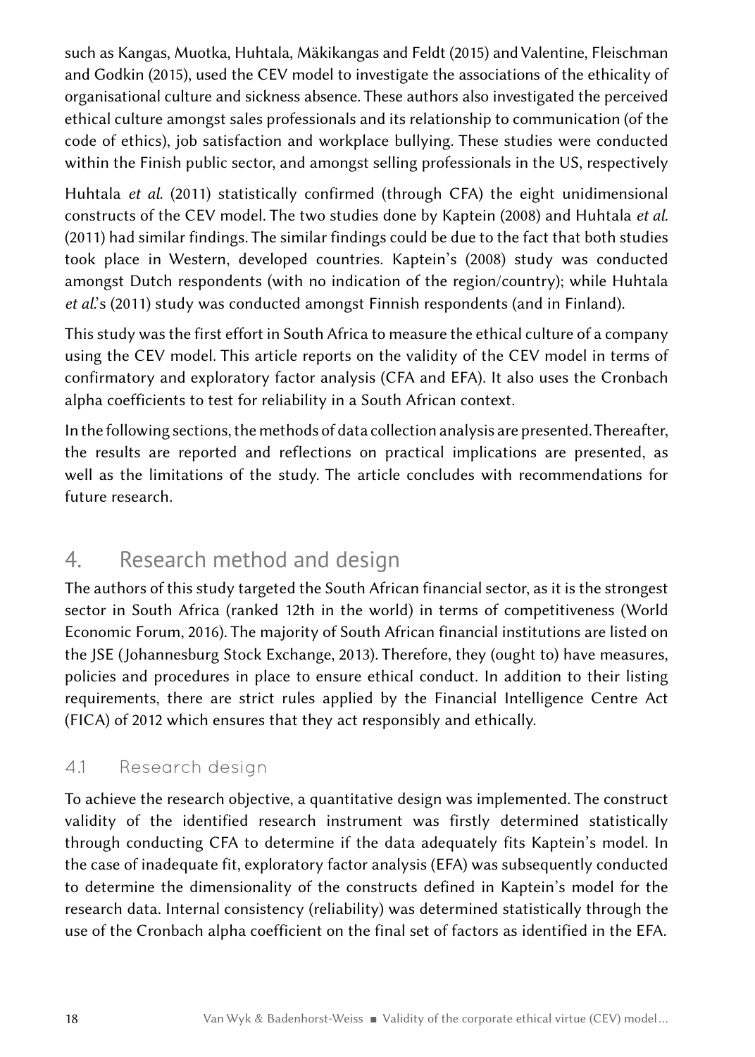such as Kangas, Muotka, Huhtala, Mäkikangas and Feldt (2015) and Valentine, Fleischman and Godkin (2015), used the CEV model to investigate the associations of the ethicality of organisational culture and sickness absence. These authors also investigated the perceived ethical culture amongst sales professionals and its relationship to communication (of the code of ethics), job satisfaction and workplace bullying. These studies were conducted within the Finish public sector, and amongst selling professionals in the US, respectively

Huhtala *et al.* (2011) statistically confirmed (through CFA) the eight unidimensional constructs of the CEV model. The two studies done by Kaptein (2008) and Huhtala *et al.* (2011) had similar findings. The similar findings could be due to the fact that both studies took place in Western, developed countries. Kaptein's (2008) study was conducted amongst Dutch respondents (with no indication of the region/country); while Huhtala *et al.*'s (2011) study was conducted amongst Finnish respondents (and in Finland).

This study was the first effort in South Africa to measure the ethical culture of a company using the CEV model. This article reports on the validity of the CEV model in terms of confirmatory and exploratory factor analysis (CFA and EFA). It also uses the Cronbach alpha coefficients to test for reliability in a South African context.

In the following sections, the methods of data collection analysis are presented. Thereafter, the results are reported and reflections on practical implications are presented, as well as the limitations of the study. The article concludes with recommendations for future research.

## 4. Research method and design

The authors of this study targeted the South African financial sector, as it is the strongest sector in South Africa (ranked 12th in the world) in terms of competitiveness (World Economic Forum, 2016). The majority of South African financial institutions are listed on the JSE (Johannesburg Stock Exchange, 2013). Therefore, they (ought to) have measures, policies and procedures in place to ensure ethical conduct. In addition to their listing requirements, there are strict rules applied by the Financial Intelligence Centre Act (FICA) of 2012 which ensures that they act responsibly and ethically.

### 4.1 Research design

To achieve the research objective, a quantitative design was implemented. The construct validity of the identified research instrument was firstly determined statistically through conducting CFA to determine if the data adequately fits Kaptein's model. In the case of inadequate fit, exploratory factor analysis (EFA) was subsequently conducted to determine the dimensionality of the constructs defined in Kaptein's model for the research data. Internal consistency (reliability) was determined statistically through the use of the Cronbach alpha coefficient on the final set of factors as identified in the EFA.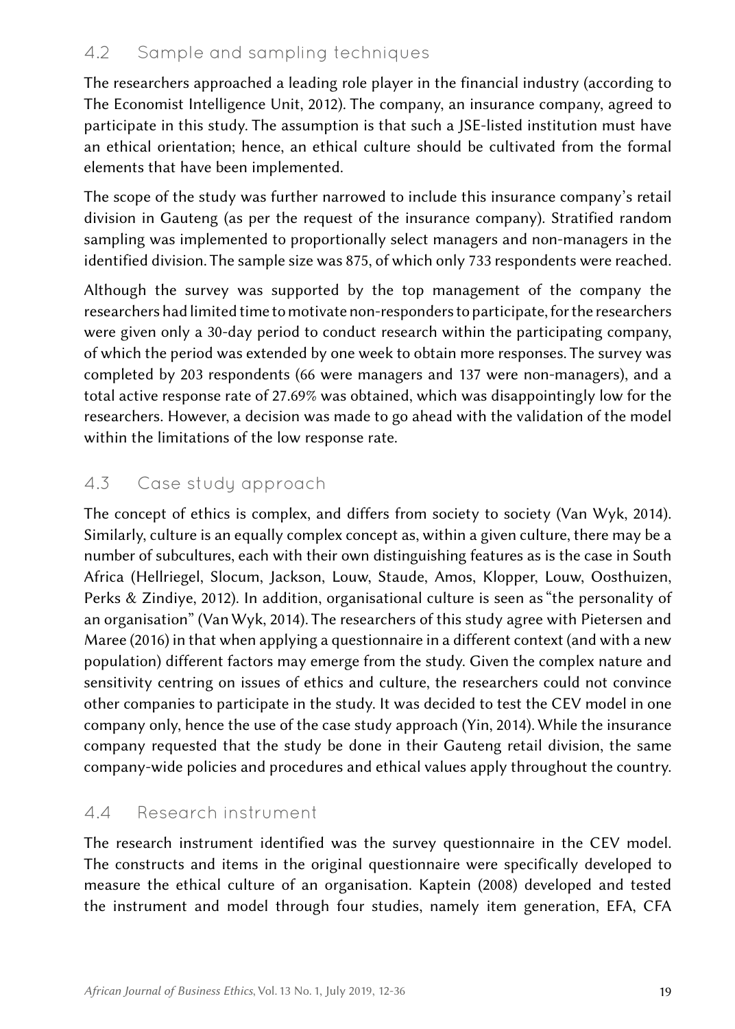## 4.2 Sample and sampling techniques

The researchers approached a leading role player in the financial industry (according to The Economist Intelligence Unit, 2012). The company, an insurance company, agreed to participate in this study. The assumption is that such a JSE-listed institution must have an ethical orientation; hence, an ethical culture should be cultivated from the formal elements that have been implemented.

The scope of the study was further narrowed to include this insurance company's retail division in Gauteng (as per the request of the insurance company). Stratified random sampling was implemented to proportionally select managers and non-managers in the identified division. The sample size was 875, of which only 733 respondents were reached.

Although the survey was supported by the top management of the company the researchers had limited time to motivate non-responders to participate, for the researchers were given only a 30-day period to conduct research within the participating company, of which the period was extended by one week to obtain more responses. The survey was completed by 203 respondents (66 were managers and 137 were non-managers), and a total active response rate of 27.69% was obtained, which was disappointingly low for the researchers. However, a decision was made to go ahead with the validation of the model within the limitations of the low response rate.

## 4.3 Case study approach

The concept of ethics is complex, and differs from society to society (Van Wyk, 2014). Similarly, culture is an equally complex concept as, within a given culture, there may be a number of subcultures, each with their own distinguishing features as is the case in South Africa (Hellriegel, Slocum, Jackson, Louw, Staude, Amos, Klopper, Louw, Oosthuizen, Perks & Zindiye, 2012). In addition, organisational culture is seen as "the personality of an organisation" (Van Wyk, 2014). The researchers of this study agree with Pietersen and Maree (2016) in that when applying a questionnaire in a different context (and with a new population) different factors may emerge from the study. Given the complex nature and sensitivity centring on issues of ethics and culture, the researchers could not convince other companies to participate in the study. It was decided to test the CEV model in one company only, hence the use of the case study approach (Yin, 2014). While the insurance company requested that the study be done in their Gauteng retail division, the same company-wide policies and procedures and ethical values apply throughout the country.

## 4.4 Research instrument

The research instrument identified was the survey questionnaire in the CEV model. The constructs and items in the original questionnaire were specifically developed to measure the ethical culture of an organisation. Kaptein (2008) developed and tested the instrument and model through four studies, namely item generation, EFA, CFA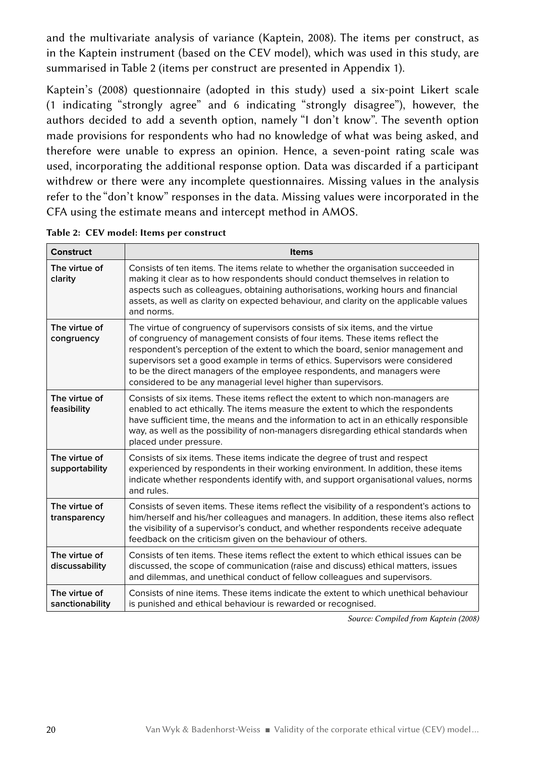and the multivariate analysis of variance (Kaptein, 2008). The items per construct, as in the Kaptein instrument (based on the CEV model), which was used in this study, are summarised in Table 2 (items per construct are presented in Appendix 1).

Kaptein's (2008) questionnaire (adopted in this study) used a six-point Likert scale (1 indicating "strongly agree" and 6 indicating "strongly disagree"), however, the authors decided to add a seventh option, namely "I don't know". The seventh option made provisions for respondents who had no knowledge of what was being asked, and therefore were unable to express an opinion. Hence, a seven-point rating scale was used, incorporating the additional response option. Data was discarded if a participant withdrew or there were any incomplete questionnaires. Missing values in the analysis refer to the "don't know" responses in the data. Missing values were incorporated in the CFA using the estimate means and intercept method in AMOS.

**Table 2: CEV model: Items per construct**

| Construct | Items |
|---|---|
| **The virtue of clarity** | Consists of ten items. The items relate to whether the organisation succeeded in making it clear as to how respondents should conduct themselves in relation to aspects such as colleagues, obtaining authorisations, working hours and financial assets, as well as clarity on expected behaviour, and clarity on the applicable values and norms. |
| **The virtue of congruency** | The virtue of congruency of supervisors consists of six items, and the virtue of congruency of management consists of four items. These items reflect the respondent's perception of the extent to which the board, senior management and supervisors set a good example in terms of ethics. Supervisors were considered to be the direct managers of the employee respondents, and managers were considered to be any managerial level higher than supervisors. |
| **The virtue of feasibility** | Consists of six items. These items reflect the extent to which non-managers are enabled to act ethically. The items measure the extent to which the respondents have sufficient time, the means and the information to act in an ethically responsible way, as well as the possibility of non-managers disregarding ethical standards when placed under pressure. |
| **The virtue of supportability** | Consists of six items. These items indicate the degree of trust and respect experienced by respondents in their working environment. In addition, these items indicate whether respondents identify with, and support organisational values, norms and rules. |
| **The virtue of transparency** | Consists of seven items. These items reflect the visibility of a respondent's actions to him/herself and his/her colleagues and managers. In addition, these items also reflect the visibility of a supervisor's conduct, and whether respondents receive adequate feedback on the criticism given on the behaviour of others. |
| **The virtue of discussability** | Consists of ten items. These items reflect the extent to which ethical issues can be discussed, the scope of communication (raise and discuss) ethical matters, issues and dilemmas, and unethical conduct of fellow colleagues and supervisors. |
| **The virtue of sanctionability** | Consists of nine items. These items indicate the extent to which unethical behaviour is punished and ethical behaviour is rewarded or recognised. |

*Source: Compiled from Kaptein (2008)*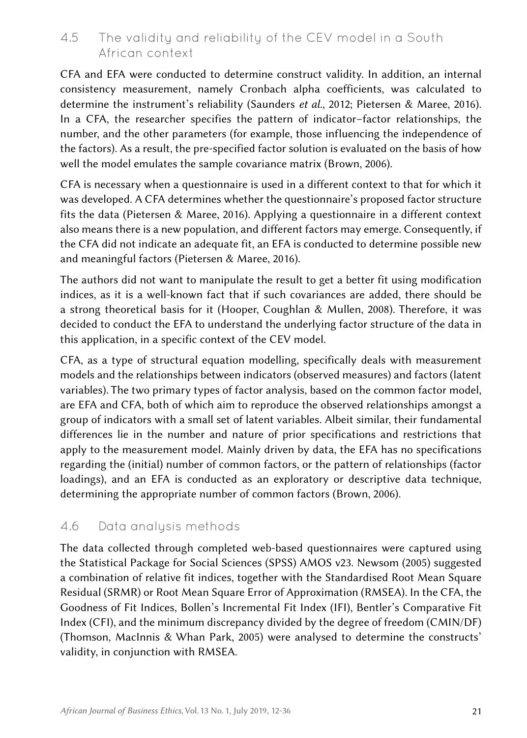## 4.5 The validity and reliability of the CEV model in a South African context

CFA and EFA were conducted to determine construct validity. In addition, an internal consistency measurement, namely Cronbach alpha coefficients, was calculated to determine the instrument's reliability (Saunders *et al.*, 2012; Pietersen & Maree, 2016). In a CFA, the researcher specifies the pattern of indicator–factor relationships, the number, and the other parameters (for example, those influencing the independence of the factors). As a result, the pre-specified factor solution is evaluated on the basis of how well the model emulates the sample covariance matrix (Brown, 2006).

CFA is necessary when a questionnaire is used in a different context to that for which it was developed. A CFA determines whether the questionnaire's proposed factor structure fits the data (Pietersen & Maree, 2016). Applying a questionnaire in a different context also means there is a new population, and different factors may emerge. Consequently, if the CFA did not indicate an adequate fit, an EFA is conducted to determine possible new and meaningful factors (Pietersen & Maree, 2016).

The authors did not want to manipulate the result to get a better fit using modification indices, as it is a well-known fact that if such covariances are added, there should be a strong theoretical basis for it (Hooper, Coughlan & Mullen, 2008). Therefore, it was decided to conduct the EFA to understand the underlying factor structure of the data in this application, in a specific context of the CEV model.

CFA, as a type of structural equation modelling, specifically deals with measurement models and the relationships between indicators (observed measures) and factors (latent variables). The two primary types of factor analysis, based on the common factor model, are EFA and CFA, both of which aim to reproduce the observed relationships amongst a group of indicators with a small set of latent variables. Albeit similar, their fundamental differences lie in the number and nature of prior specifications and restrictions that apply to the measurement model. Mainly driven by data, the EFA has no specifications regarding the (initial) number of common factors, or the pattern of relationships (factor loadings), and an EFA is conducted as an exploratory or descriptive data technique, determining the appropriate number of common factors (Brown, 2006).

## 4.6 Data analysis methods

The data collected through completed web-based questionnaires were captured using the Statistical Package for Social Sciences (SPSS) AMOS v23. Newsom (2005) suggested a combination of relative fit indices, together with the Standardised Root Mean Square Residual (SRMR) or Root Mean Square Error of Approximation (RMSEA). In the CFA, the Goodness of Fit Indices, Bollen's Incremental Fit Index (IFI), Bentler's Comparative Fit Index (CFI), and the minimum discrepancy divided by the degree of freedom (CMIN/DF) (Thomson, MacInnis & Whan Park, 2005) were analysed to determine the constructs' validity, in conjunction with RMSEA.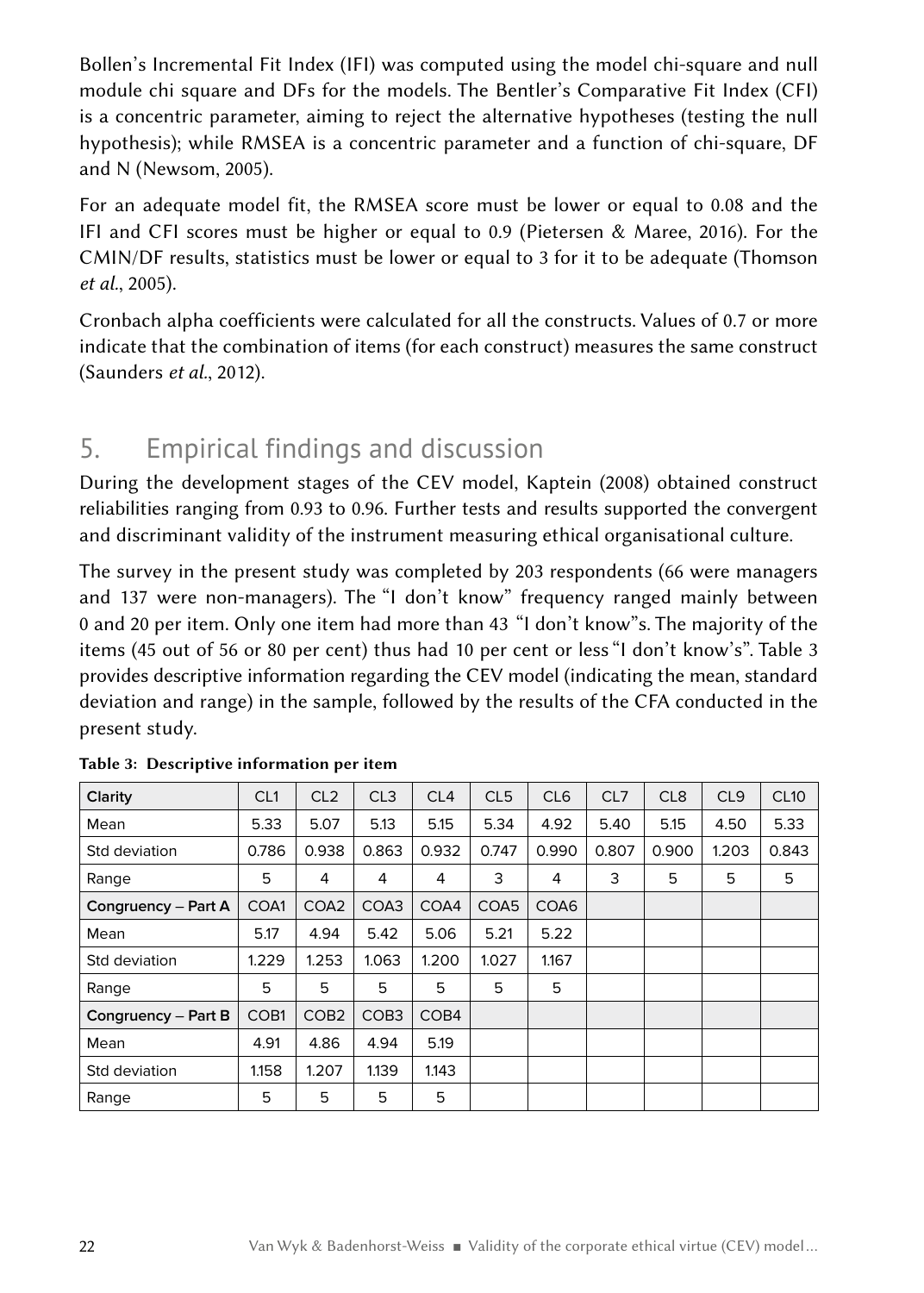Bollen's Incremental Fit Index (IFI) was computed using the model chi-square and null module chi square and DFs for the models. The Bentler's Comparative Fit Index (CFI) is a concentric parameter, aiming to reject the alternative hypotheses (testing the null hypothesis); while RMSEA is a concentric parameter and a function of chi-square, DF and N (Newsom, 2005).

For an adequate model fit, the RMSEA score must be lower or equal to 0.08 and the IFI and CFI scores must be higher or equal to 0.9 (Pietersen & Maree, 2016). For the CMIN/DF results, statistics must be lower or equal to 3 for it to be adequate (Thomson *et al.*, 2005).

Cronbach alpha coefficients were calculated for all the constructs. Values of 0.7 or more indicate that the combination of items (for each construct) measures the same construct (Saunders *et al.*, 2012).

## 5. Empirical findings and discussion

During the development stages of the CEV model, Kaptein (2008) obtained construct reliabilities ranging from 0.93 to 0.96. Further tests and results supported the convergent and discriminant validity of the instrument measuring ethical organisational culture.

The survey in the present study was completed by 203 respondents (66 were managers and 137 were non-managers). The "I don't know" frequency ranged mainly between 0 and 20 per item. Only one item had more than 43 "I don't know"s. The majority of the items (45 out of 56 or 80 per cent) thus had 10 per cent or less "I don't know's". Table 3 provides descriptive information regarding the CEV model (indicating the mean, standard deviation and range) in the sample, followed by the results of the CFA conducted in the present study.

**Table 3: Descriptive information per item**

| **Clarity** | CL1 | CL2 | CL3 | CL4 | CL5 | CL6 | CL7 | CL8 | CL9 | CL10 |
|---|---|---|---|---|---|---|---|---|---|---|
| Mean | 5.33 | 5.07 | 5.13 | 5.15 | 5.34 | 4.92 | 5.40 | 5.15 | 4.50 | 5.33 |
| Std deviation | 0.786 | 0.938 | 0.863 | 0.932 | 0.747 | 0.990 | 0.807 | 0.900 | 1.203 | 0.843 |
| Range | 5 | 4 | 4 | 4 | 3 | 4 | 3 | 5 | 5 | 5 |
| **Congruency – Part A** | COA1 | COA2 | COA3 | COA4 | COA5 | COA6 | | | | |
| Mean | 5.17 | 4.94 | 5.42 | 5.06 | 5.21 | 5.22 | | | | |
| Std deviation | 1.229 | 1.253 | 1.063 | 1.200 | 1.027 | 1.167 | | | | |
| Range | 5 | 5 | 5 | 5 | 5 | 5 | | | | |
| **Congruency – Part B** | COB1 | COB2 | COB3 | COB4 | | | | | | |
| Mean | 4.91 | 4.86 | 4.94 | 5.19 | | | | | | |
| Std deviation | 1.158 | 1.207 | 1.139 | 1.143 | | | | | | |
| Range | 5 | 5 | 5 | 5 | | | | | | |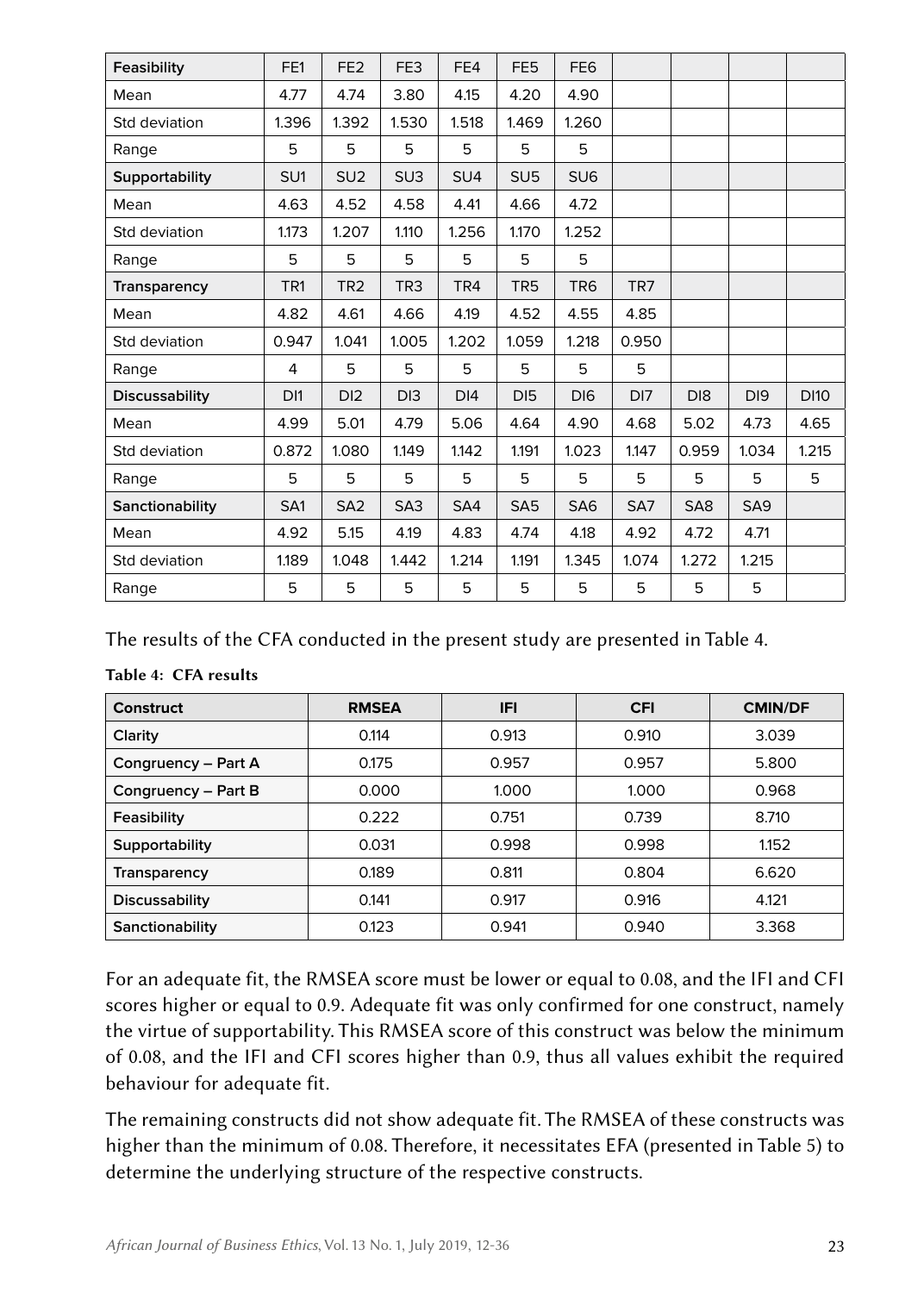| Feasibility | FE1 | FE2 | FE3 | FE4 | FE5 | FE6 | | | | |
|---|---|---|---|---|---|---|---|---|---|---|
| Mean | 4.77 | 4.74 | 3.80 | 4.15 | 4.20 | 4.90 | | | | |
| Std deviation | 1.396 | 1.392 | 1.530 | 1.518 | 1.469 | 1.260 | | | | |
| Range | 5 | 5 | 5 | 5 | 5 | 5 | | | | |
| **Supportability** | SU1 | SU2 | SU3 | SU4 | SU5 | SU6 | | | | |
| Mean | 4.63 | 4.52 | 4.58 | 4.41 | 4.66 | 4.72 | | | | |
| Std deviation | 1.173 | 1.207 | 1.110 | 1.256 | 1.170 | 1.252 | | | | |
| Range | 5 | 5 | 5 | 5 | 5 | 5 | | | | |
| **Transparency** | TR1 | TR2 | TR3 | TR4 | TR5 | TR6 | TR7 | | | |
| Mean | 4.82 | 4.61 | 4.66 | 4.19 | 4.52 | 4.55 | 4.85 | | | |
| Std deviation | 0.947 | 1.041 | 1.005 | 1.202 | 1.059 | 1.218 | 0.950 | | | |
| Range | 4 | 5 | 5 | 5 | 5 | 5 | 5 | | | |
| **Discussability** | DI1 | DI2 | DI3 | DI4 | DI5 | DI6 | DI7 | DI8 | DI9 | DI10 |
| Mean | 4.99 | 5.01 | 4.79 | 5.06 | 4.64 | 4.90 | 4.68 | 5.02 | 4.73 | 4.65 |
| Std deviation | 0.872 | 1.080 | 1.149 | 1.142 | 1.191 | 1.023 | 1.147 | 0.959 | 1.034 | 1.215 |
| Range | 5 | 5 | 5 | 5 | 5 | 5 | 5 | 5 | 5 | 5 |
| **Sanctionability** | SA1 | SA2 | SA3 | SA4 | SA5 | SA6 | SA7 | SA8 | SA9 | |
| Mean | 4.92 | 5.15 | 4.19 | 4.83 | 4.74 | 4.18 | 4.92 | 4.72 | 4.71 | |
| Std deviation | 1.189 | 1.048 | 1.442 | 1.214 | 1.191 | 1.345 | 1.074 | 1.272 | 1.215 | |
| Range | 5 | 5 | 5 | 5 | 5 | 5 | 5 | 5 | 5 | |

The results of the CFA conducted in the present study are presented in Table 4.

**Table 4: CFA results**

| Construct | RMSEA | IFI | CFI | CMIN/DF |
|---|---|---|---|---|
| Clarity | 0.114 | 0.913 | 0.910 | 3.039 |
| Congruency – Part A | 0.175 | 0.957 | 0.957 | 5.800 |
| Congruency – Part B | 0.000 | 1.000 | 1.000 | 0.968 |
| Feasibility | 0.222 | 0.751 | 0.739 | 8.710 |
| Supportability | 0.031 | 0.998 | 0.998 | 1.152 |
| Transparency | 0.189 | 0.811 | 0.804 | 6.620 |
| Discussability | 0.141 | 0.917 | 0.916 | 4.121 |
| Sanctionability | 0.123 | 0.941 | 0.940 | 3.368 |

For an adequate fit, the RMSEA score must be lower or equal to 0.08, and the IFI and CFI scores higher or equal to 0.9. Adequate fit was only confirmed for one construct, namely the virtue of supportability. This RMSEA score of this construct was below the minimum of 0.08, and the IFI and CFI scores higher than 0.9, thus all values exhibit the required behaviour for adequate fit.

The remaining constructs did not show adequate fit. The RMSEA of these constructs was higher than the minimum of 0.08. Therefore, it necessitates EFA (presented in Table 5) to determine the underlying structure of the respective constructs.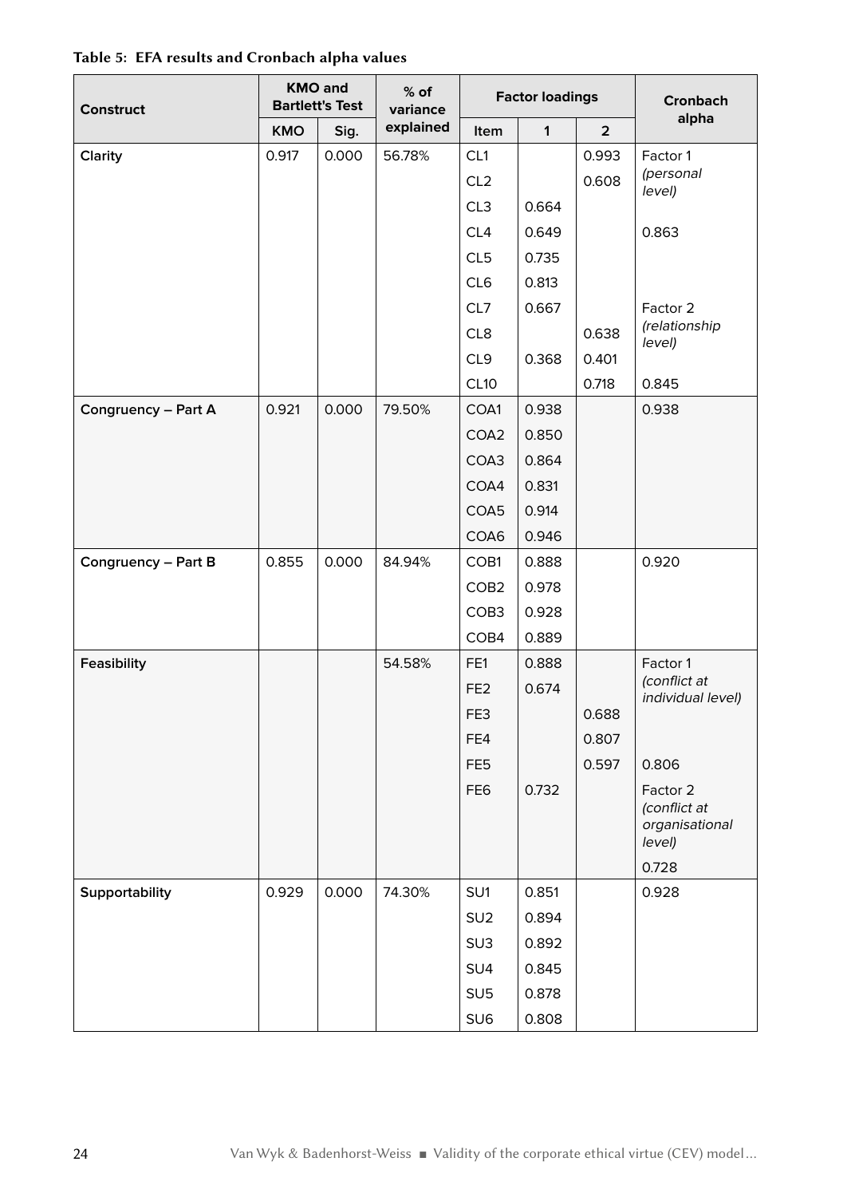**Table 5: EFA results and Cronbach alpha values**

| Construct | KMO and Bartlett's Test | | % of variance explained | Factor loadings | | | Cronbach alpha |
|---|---|---|---|---|---|---|---|
| | KMO | Sig. | | Item | 1 | 2 | |
| Clarity | 0.917 | 0.000 | 56.78% | CL1 | | 0.993 | Factor 1 *(personal level)* |
| | | | | CL2 | | 0.608 | |
| | | | | CL3 | 0.664 | | |
| | | | | CL4 | 0.649 | | 0.863 |
| | | | | CL5 | 0.735 | | |
| | | | | CL6 | 0.813 | | |
| | | | | CL7 | 0.667 | | Factor 2 *(relationship level)* |
| | | | | CL8 | | 0.638 | |
| | | | | CL9 | 0.368 | 0.401 | |
| | | | | CL10 | | 0.718 | 0.845 |
| Congruency – Part A | 0.921 | 0.000 | 79.50% | COA1 | 0.938 | | 0.938 |
| | | | | COA2 | 0.850 | | |
| | | | | COA3 | 0.864 | | |
| | | | | COA4 | 0.831 | | |
| | | | | COA5 | 0.914 | | |
| | | | | COA6 | 0.946 | | |
| Congruency – Part B | 0.855 | 0.000 | 84.94% | COB1 | 0.888 | | 0.920 |
| | | | | COB2 | 0.978 | | |
| | | | | COB3 | 0.928 | | |
| | | | | COB4 | 0.889 | | |
| Feasibility | | | 54.58% | FE1 | 0.888 | | Factor 1 *(conflict at individual level)* |
| | | | | FE2 | 0.674 | | |
| | | | | FE3 | | 0.688 | |
| | | | | FE4 | | 0.807 | |
| | | | | FE5 | | 0.597 | 0.806 |
| | | | | FE6 | 0.732 | | Factor 2 *(conflict at organisational level)* |
| | | | | | | | 0.728 |
| Supportability | 0.929 | 0.000 | 74.30% | SU1 | 0.851 | | 0.928 |
| | | | | SU2 | 0.894 | | |
| | | | | SU3 | 0.892 | | |
| | | | | SU4 | 0.845 | | |
| | | | | SU5 | 0.878 | | |
| | | | | SU6 | 0.808 | | |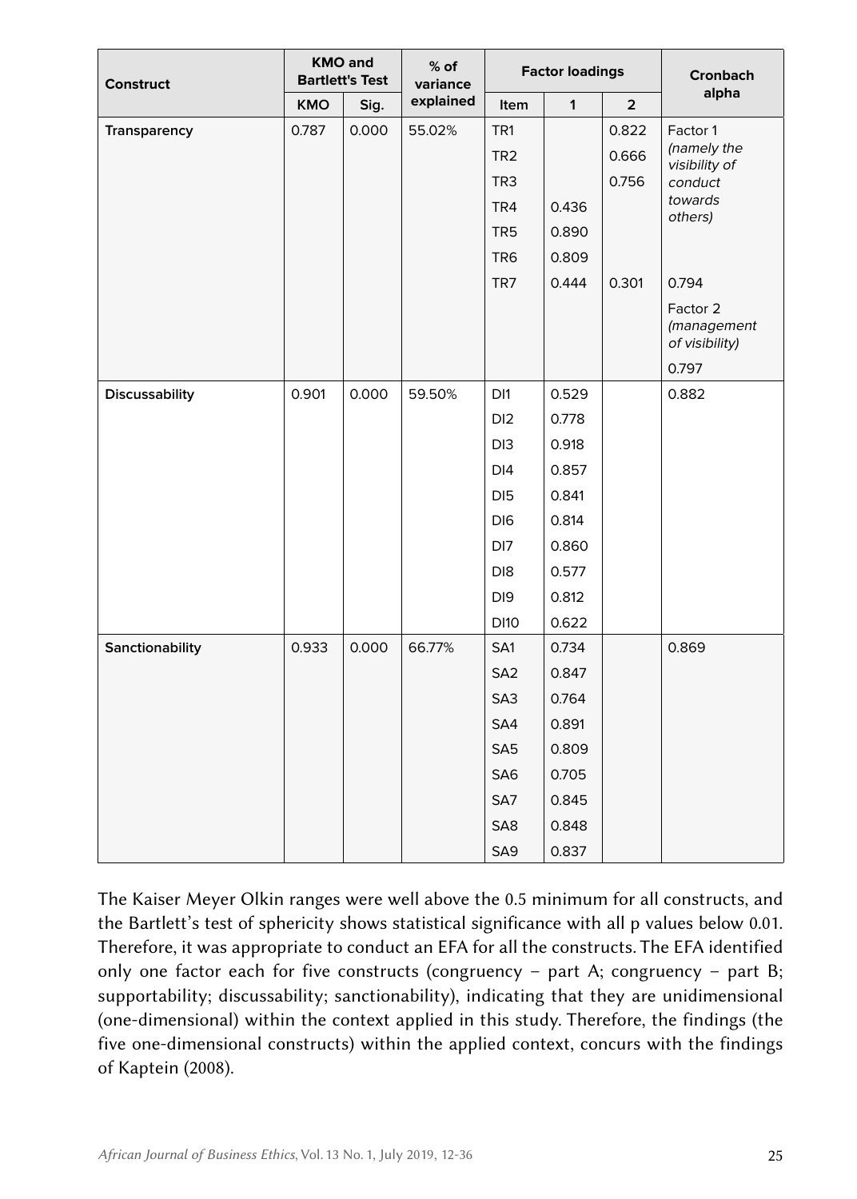| Construct | KMO and Bartlett's Test | | % of variance explained | Factor loadings | | | Cronbach alpha |
|---|---|---|---|---|---|---|---|
| | KMO | Sig. | | Item | 1 | 2 | |
| **Transparency** | 0.787 | 0.000 | 55.02% | TR1 | | 0.822 | Factor 1 *(namely the visibility of conduct towards others)* |
| | | | | TR2 | | 0.666 | |
| | | | | TR3 | | 0.756 | |
| | | | | TR4 | 0.436 | | |
| | | | | TR5 | 0.890 | | |
| | | | | TR6 | 0.809 | | |
| | | | | TR7 | 0.444 | 0.301 | 0.794 |
| | | | | | | | Factor 2 *(management of visibility)* |
| | | | | | | | 0.797 |
| **Discussability** | 0.901 | 0.000 | 59.50% | DI1 | 0.529 | | 0.882 |
| | | | | DI2 | 0.778 | | |
| | | | | DI3 | 0.918 | | |
| | | | | DI4 | 0.857 | | |
| | | | | DI5 | 0.841 | | |
| | | | | DI6 | 0.814 | | |
| | | | | DI7 | 0.860 | | |
| | | | | DI8 | 0.577 | | |
| | | | | DI9 | 0.812 | | |
| | | | | DI10 | 0.622 | | |
| **Sanctionability** | 0.933 | 0.000 | 66.77% | SA1 | 0.734 | | 0.869 |
| | | | | SA2 | 0.847 | | |
| | | | | SA3 | 0.764 | | |
| | | | | SA4 | 0.891 | | |
| | | | | SA5 | 0.809 | | |
| | | | | SA6 | 0.705 | | |
| | | | | SA7 | 0.845 | | |
| | | | | SA8 | 0.848 | | |
| | | | | SA9 | 0.837 | | |

The Kaiser Meyer Olkin ranges were well above the 0.5 minimum for all constructs, and the Bartlett's test of sphericity shows statistical significance with all p values below 0.01. Therefore, it was appropriate to conduct an EFA for all the constructs. The EFA identified only one factor each for five constructs (congruency – part A; congruency – part B; supportability; discussability; sanctionability), indicating that they are unidimensional (one-dimensional) within the context applied in this study. Therefore, the findings (the five one-dimensional constructs) within the applied context, concurs with the findings of Kaptein (2008).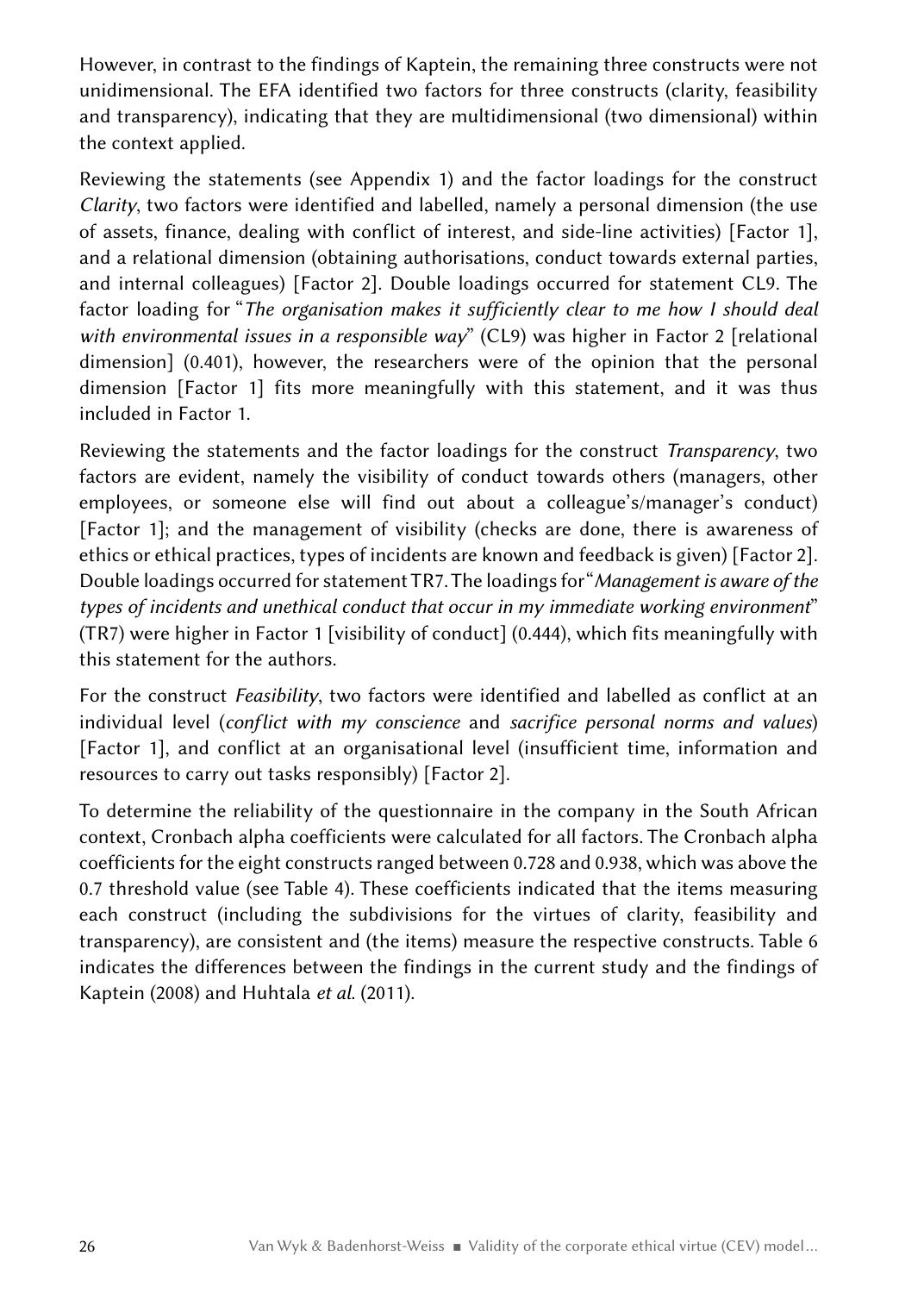However, in contrast to the findings of Kaptein, the remaining three constructs were not unidimensional. The EFA identified two factors for three constructs (clarity, feasibility and transparency), indicating that they are multidimensional (two dimensional) within the context applied.

Reviewing the statements (see Appendix 1) and the factor loadings for the construct *Clarity*, two factors were identified and labelled, namely a personal dimension (the use of assets, finance, dealing with conflict of interest, and side-line activities) [Factor 1], and a relational dimension (obtaining authorisations, conduct towards external parties, and internal colleagues) [Factor 2]. Double loadings occurred for statement CL9. The factor loading for "*The organisation makes it sufficiently clear to me how I should deal with environmental issues in a responsible way*" (CL9) was higher in Factor 2 [relational dimension] (0.401), however, the researchers were of the opinion that the personal dimension [Factor 1] fits more meaningfully with this statement, and it was thus included in Factor 1.

Reviewing the statements and the factor loadings for the construct *Transparency*, two factors are evident, namely the visibility of conduct towards others (managers, other employees, or someone else will find out about a colleague's/manager's conduct) [Factor 1]; and the management of visibility (checks are done, there is awareness of ethics or ethical practices, types of incidents are known and feedback is given) [Factor 2]. Double loadings occurred for statement TR7. The loadings for "*Management is aware of the types of incidents and unethical conduct that occur in my immediate working environment*" (TR7) were higher in Factor 1 [visibility of conduct] (0.444), which fits meaningfully with this statement for the authors.

For the construct *Feasibility*, two factors were identified and labelled as conflict at an individual level (*conflict with my conscience* and *sacrifice personal norms and values*) [Factor 1], and conflict at an organisational level (insufficient time, information and resources to carry out tasks responsibly) [Factor 2].

To determine the reliability of the questionnaire in the company in the South African context, Cronbach alpha coefficients were calculated for all factors. The Cronbach alpha coefficients for the eight constructs ranged between 0.728 and 0.938, which was above the 0.7 threshold value (see Table 4). These coefficients indicated that the items measuring each construct (including the subdivisions for the virtues of clarity, feasibility and transparency), are consistent and (the items) measure the respective constructs. Table 6 indicates the differences between the findings in the current study and the findings of Kaptein (2008) and Huhtala *et al*. (2011).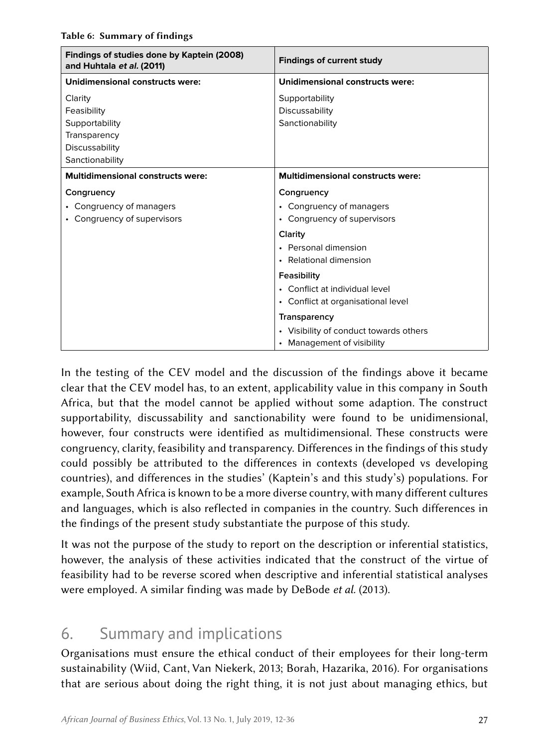**Table 6: Summary of findings**

| Findings of studies done by Kaptein (2008) and Huhtala *et al.* (2011) | Findings of current study |
|---|---|
| **Unidimensional constructs were:** | **Unidimensional constructs were:** |
| Clarity<br>Feasibility<br>Supportability<br>Transparency<br>Discussability<br>Sanctionability | Supportability<br>Discussability<br>Sanctionability |
| **Multidimensional constructs were:** | **Multidimensional constructs were:** |
| **Congruency**<br>• Congruency of managers<br>• Congruency of supervisors | **Congruency**<br>• Congruency of managers<br>• Congruency of supervisors<br>**Clarity**<br>• Personal dimension<br>• Relational dimension<br>**Feasibility**<br>• Conflict at individual level<br>• Conflict at organisational level<br>**Transparency**<br>• Visibility of conduct towards others<br>• Management of visibility |

In the testing of the CEV model and the discussion of the findings above it became clear that the CEV model has, to an extent, applicability value in this company in South Africa, but that the model cannot be applied without some adaption. The construct supportability, discussability and sanctionability were found to be unidimensional, however, four constructs were identified as multidimensional. These constructs were congruency, clarity, feasibility and transparency. Differences in the findings of this study could possibly be attributed to the differences in contexts (developed vs developing countries), and differences in the studies' (Kaptein's and this study's) populations. For example, South Africa is known to be a more diverse country, with many different cultures and languages, which is also reflected in companies in the country. Such differences in the findings of the present study substantiate the purpose of this study.

It was not the purpose of the study to report on the description or inferential statistics, however, the analysis of these activities indicated that the construct of the virtue of feasibility had to be reverse scored when descriptive and inferential statistical analyses were employed. A similar finding was made by DeBode *et al.* (2013).

## 6. Summary and implications

Organisations must ensure the ethical conduct of their employees for their long-term sustainability (Wiid, Cant, Van Niekerk, 2013; Borah, Hazarika, 2016). For organisations that are serious about doing the right thing, it is not just about managing ethics, but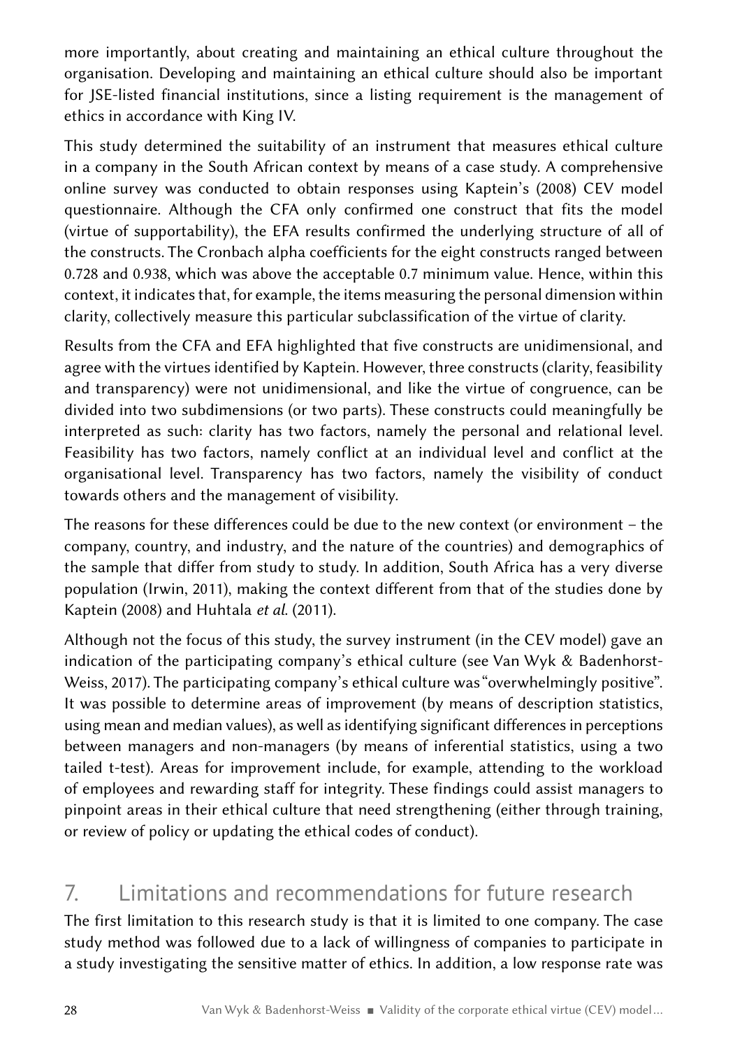more importantly, about creating and maintaining an ethical culture throughout the organisation. Developing and maintaining an ethical culture should also be important for JSE-listed financial institutions, since a listing requirement is the management of ethics in accordance with King IV.

This study determined the suitability of an instrument that measures ethical culture in a company in the South African context by means of a case study. A comprehensive online survey was conducted to obtain responses using Kaptein's (2008) CEV model questionnaire. Although the CFA only confirmed one construct that fits the model (virtue of supportability), the EFA results confirmed the underlying structure of all of the constructs. The Cronbach alpha coefficients for the eight constructs ranged between 0.728 and 0.938, which was above the acceptable 0.7 minimum value. Hence, within this context, it indicates that, for example, the items measuring the personal dimension within clarity, collectively measure this particular subclassification of the virtue of clarity.

Results from the CFA and EFA highlighted that five constructs are unidimensional, and agree with the virtues identified by Kaptein. However, three constructs (clarity, feasibility and transparency) were not unidimensional, and like the virtue of congruence, can be divided into two subdimensions (or two parts). These constructs could meaningfully be interpreted as such: clarity has two factors, namely the personal and relational level. Feasibility has two factors, namely conflict at an individual level and conflict at the organisational level. Transparency has two factors, namely the visibility of conduct towards others and the management of visibility.

The reasons for these differences could be due to the new context (or environment – the company, country, and industry, and the nature of the countries) and demographics of the sample that differ from study to study. In addition, South Africa has a very diverse population (Irwin, 2011), making the context different from that of the studies done by Kaptein (2008) and Huhtala *et al.* (2011).

Although not the focus of this study, the survey instrument (in the CEV model) gave an indication of the participating company's ethical culture (see Van Wyk & Badenhorst-Weiss, 2017). The participating company's ethical culture was "overwhelmingly positive". It was possible to determine areas of improvement (by means of description statistics, using mean and median values), as well as identifying significant differences in perceptions between managers and non-managers (by means of inferential statistics, using a two tailed t-test). Areas for improvement include, for example, attending to the workload of employees and rewarding staff for integrity. These findings could assist managers to pinpoint areas in their ethical culture that need strengthening (either through training, or review of policy or updating the ethical codes of conduct).

## 7. Limitations and recommendations for future research

The first limitation to this research study is that it is limited to one company. The case study method was followed due to a lack of willingness of companies to participate in a study investigating the sensitive matter of ethics. In addition, a low response rate was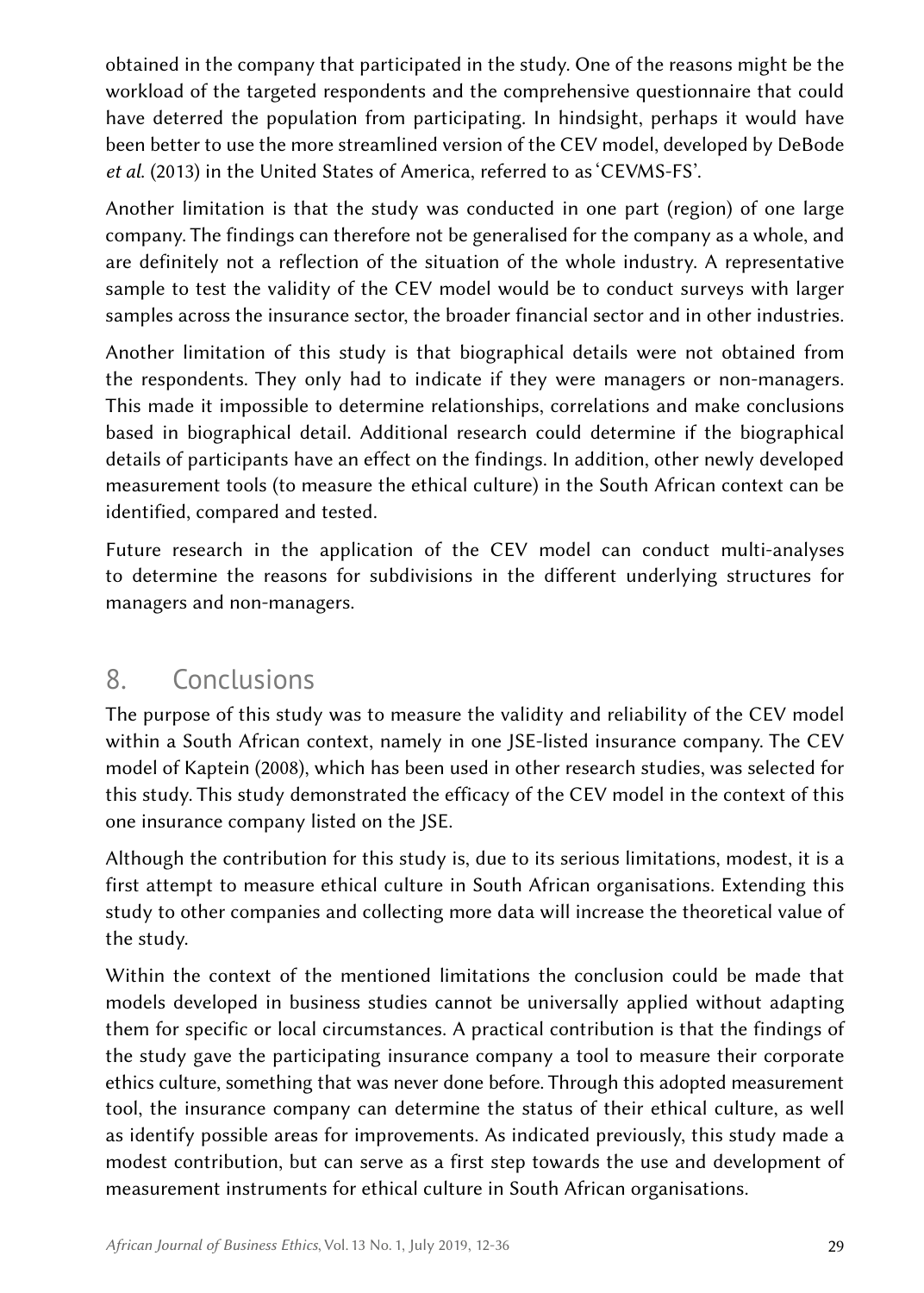obtained in the company that participated in the study. One of the reasons might be the workload of the targeted respondents and the comprehensive questionnaire that could have deterred the population from participating. In hindsight, perhaps it would have been better to use the more streamlined version of the CEV model, developed by DeBode *et al.* (2013) in the United States of America, referred to as 'CEVMS-FS'.

Another limitation is that the study was conducted in one part (region) of one large company. The findings can therefore not be generalised for the company as a whole, and are definitely not a reflection of the situation of the whole industry. A representative sample to test the validity of the CEV model would be to conduct surveys with larger samples across the insurance sector, the broader financial sector and in other industries.

Another limitation of this study is that biographical details were not obtained from the respondents. They only had to indicate if they were managers or non-managers. This made it impossible to determine relationships, correlations and make conclusions based in biographical detail. Additional research could determine if the biographical details of participants have an effect on the findings. In addition, other newly developed measurement tools (to measure the ethical culture) in the South African context can be identified, compared and tested.

Future research in the application of the CEV model can conduct multi-analyses to determine the reasons for subdivisions in the different underlying structures for managers and non-managers.

## 8. Conclusions

The purpose of this study was to measure the validity and reliability of the CEV model within a South African context, namely in one JSE-listed insurance company. The CEV model of Kaptein (2008), which has been used in other research studies, was selected for this study. This study demonstrated the efficacy of the CEV model in the context of this one insurance company listed on the JSE.

Although the contribution for this study is, due to its serious limitations, modest, it is a first attempt to measure ethical culture in South African organisations. Extending this study to other companies and collecting more data will increase the theoretical value of the study.

Within the context of the mentioned limitations the conclusion could be made that models developed in business studies cannot be universally applied without adapting them for specific or local circumstances. A practical contribution is that the findings of the study gave the participating insurance company a tool to measure their corporate ethics culture, something that was never done before. Through this adopted measurement tool, the insurance company can determine the status of their ethical culture, as well as identify possible areas for improvements. As indicated previously, this study made a modest contribution, but can serve as a first step towards the use and development of measurement instruments for ethical culture in South African organisations.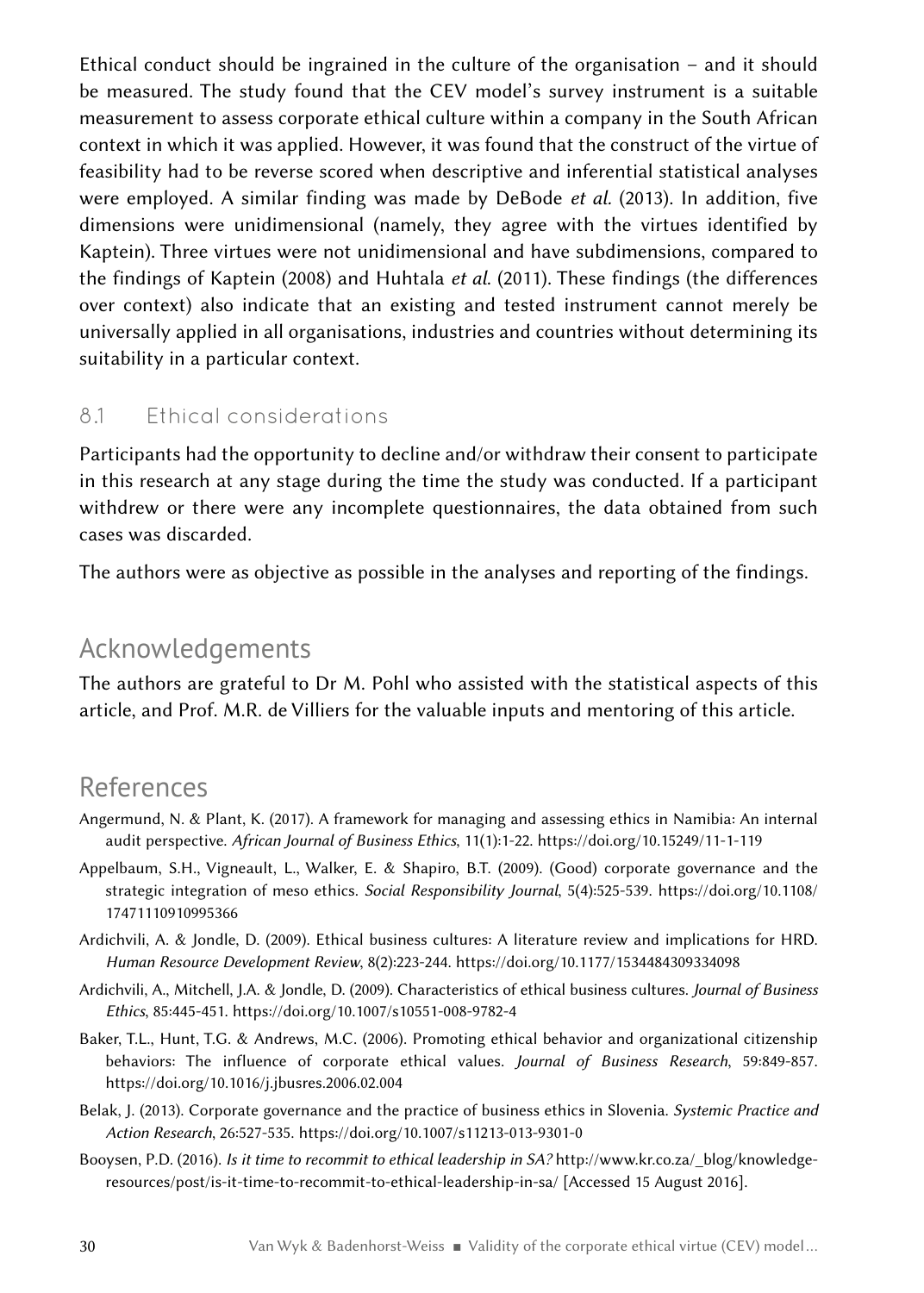Ethical conduct should be ingrained in the culture of the organisation – and it should be measured. The study found that the CEV model's survey instrument is a suitable measurement to assess corporate ethical culture within a company in the South African context in which it was applied. However, it was found that the construct of the virtue of feasibility had to be reverse scored when descriptive and inferential statistical analyses were employed. A similar finding was made by DeBode *et al.* (2013). In addition, five dimensions were unidimensional (namely, they agree with the virtues identified by Kaptein). Three virtues were not unidimensional and have subdimensions, compared to the findings of Kaptein (2008) and Huhtala *et al.* (2011). These findings (the differences over context) also indicate that an existing and tested instrument cannot merely be universally applied in all organisations, industries and countries without determining its suitability in a particular context.

### 8.1 Ethical considerations

Participants had the opportunity to decline and/or withdraw their consent to participate in this research at any stage during the time the study was conducted. If a participant withdrew or there were any incomplete questionnaires, the data obtained from such cases was discarded.

The authors were as objective as possible in the analyses and reporting of the findings.

## Acknowledgements

The authors are grateful to Dr M. Pohl who assisted with the statistical aspects of this article, and Prof. M.R. de Villiers for the valuable inputs and mentoring of this article.

## References

Angermund, N. & Plant, K. (2017). A framework for managing and assessing ethics in Namibia: An internal audit perspective. *African Journal of Business Ethics*, 11(1):1-22. https://doi.org/10.15249/11-1-119

Appelbaum, S.H., Vigneault, L., Walker, E. & Shapiro, B.T. (2009). (Good) corporate governance and the strategic integration of meso ethics. *Social Responsibility Journal*, 5(4):525-539. https://doi.org/10.1108/17471110910995366

Ardichvili, A. & Jondle, D. (2009). Ethical business cultures: A literature review and implications for HRD. *Human Resource Development Review*, 8(2):223-244. https://doi.org/10.1177/1534484309334098

Ardichvili, A., Mitchell, J.A. & Jondle, D. (2009). Characteristics of ethical business cultures. *Journal of Business Ethics*, 85:445-451. https://doi.org/10.1007/s10551-008-9782-4

Baker, T.L., Hunt, T.G. & Andrews, M.C. (2006). Promoting ethical behavior and organizational citizenship behaviors: The influence of corporate ethical values. *Journal of Business Research*, 59:849-857. https://doi.org/10.1016/j.jbusres.2006.02.004

Belak, J. (2013). Corporate governance and the practice of business ethics in Slovenia. *Systemic Practice and Action Research*, 26:527-535. https://doi.org/10.1007/s11213-013-9301-0

Booysen, P.D. (2016). *Is it time to recommit to ethical leadership in SA?* http://www.kr.co.za/_blog/knowledge-resources/post/is-it-time-to-recommit-to-ethical-leadership-in-sa/ [Accessed 15 August 2016].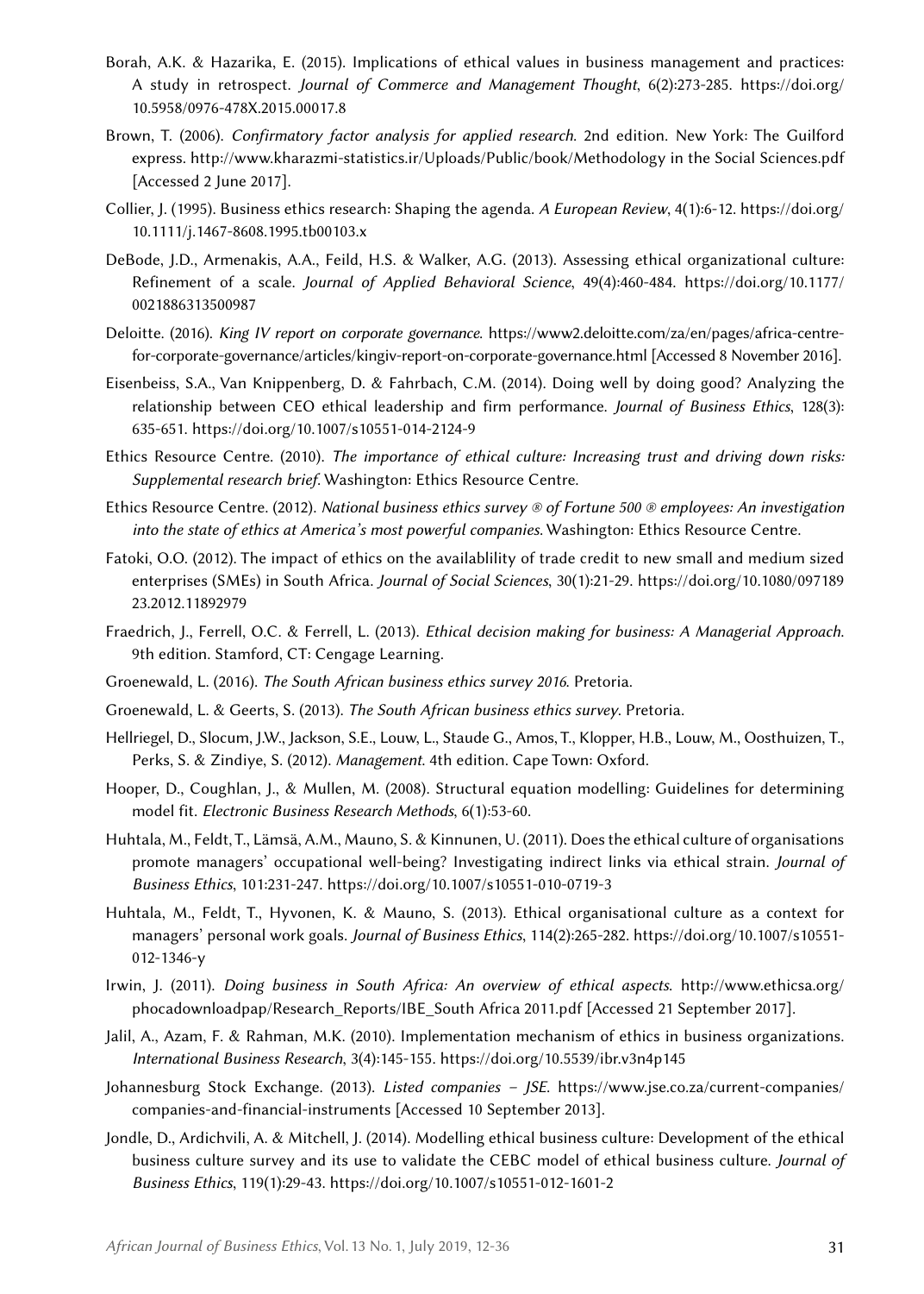Borah, A.K. & Hazarika, E. (2015). Implications of ethical values in business management and practices: A study in retrospect. *Journal of Commerce and Management Thought*, 6(2):273-285. https://doi.org/10.5958/0976-478X.2015.00017.8

Brown, T. (2006). *Confirmatory factor analysis for applied research*. 2nd edition. New York: The Guilford express. http://www.kharazmi-statistics.ir/Uploads/Public/book/Methodology in the Social Sciences.pdf [Accessed 2 June 2017].

Collier, J. (1995). Business ethics research: Shaping the agenda. *A European Review*, 4(1):6-12. https://doi.org/10.1111/j.1467-8608.1995.tb00103.x

DeBode, J.D., Armenakis, A.A., Feild, H.S. & Walker, A.G. (2013). Assessing ethical organizational culture: Refinement of a scale. *Journal of Applied Behavioral Science*, 49(4):460-484. https://doi.org/10.1177/0021886313500987

Deloitte. (2016). *King IV report on corporate governance*. https://www2.deloitte.com/za/en/pages/africa-centre-for-corporate-governance/articles/kingiv-report-on-corporate-governance.html [Accessed 8 November 2016].

Eisenbeiss, S.A., Van Knippenberg, D. & Fahrbach, C.M. (2014). Doing well by doing good? Analyzing the relationship between CEO ethical leadership and firm performance. *Journal of Business Ethics*, 128(3): 635-651. https://doi.org/10.1007/s10551-014-2124-9

Ethics Resource Centre. (2010). *The importance of ethical culture: Increasing trust and driving down risks: Supplemental research brief*. Washington: Ethics Resource Centre.

Ethics Resource Centre. (2012). *National business ethics survey ® of Fortune 500 ® employees: An investigation into the state of ethics at America's most powerful companies*. Washington: Ethics Resource Centre.

Fatoki, O.O. (2012). The impact of ethics on the availablility of trade credit to new small and medium sized enterprises (SMEs) in South Africa. *Journal of Social Sciences*, 30(1):21-29. https://doi.org/10.1080/09718923.2012.11892979

Fraedrich, J., Ferrell, O.C. & Ferrell, L. (2013). *Ethical decision making for business: A Managerial Approach*. 9th edition. Stamford, CT: Cengage Learning.

Groenewald, L. (2016). *The South African business ethics survey 2016*. Pretoria.

Groenewald, L. & Geerts, S. (2013). *The South African business ethics survey*. Pretoria.

Hellriegel, D., Slocum, J.W., Jackson, S.E., Louw, L., Staude G., Amos, T., Klopper, H.B., Louw, M., Oosthuizen, T., Perks, S. & Zindiye, S. (2012). *Management*. 4th edition. Cape Town: Oxford.

Hooper, D., Coughlan, J., & Mullen, M. (2008). Structural equation modelling: Guidelines for determining model fit. *Electronic Business Research Methods*, 6(1):53-60.

Huhtala, M., Feldt, T., Lämsä, A.M., Mauno, S. & Kinnunen, U. (2011). Does the ethical culture of organisations promote managers' occupational well-being? Investigating indirect links via ethical strain. *Journal of Business Ethics*, 101:231-247. https://doi.org/10.1007/s10551-010-0719-3

Huhtala, M., Feldt, T., Hyvonen, K. & Mauno, S. (2013). Ethical organisational culture as a context for managers' personal work goals. *Journal of Business Ethics*, 114(2):265-282. https://doi.org/10.1007/s10551-012-1346-y

Irwin, J. (2011). *Doing business in South Africa: An overview of ethical aspects*. http://www.ethicsa.org/phocadownloadpap/Research_Reports/IBE_South Africa 2011.pdf [Accessed 21 September 2017].

Jalil, A., Azam, F. & Rahman, M.K. (2010). Implementation mechanism of ethics in business organizations. *International Business Research*, 3(4):145-155. https://doi.org/10.5539/ibr.v3n4p145

Johannesburg Stock Exchange. (2013). *Listed companies – JSE*. https://www.jse.co.za/current-companies/companies-and-financial-instruments [Accessed 10 September 2013].

Jondle, D., Ardichvili, A. & Mitchell, J. (2014). Modelling ethical business culture: Development of the ethical business culture survey and its use to validate the CEBC model of ethical business culture. *Journal of Business Ethics*, 119(1):29-43. https://doi.org/10.1007/s10551-012-1601-2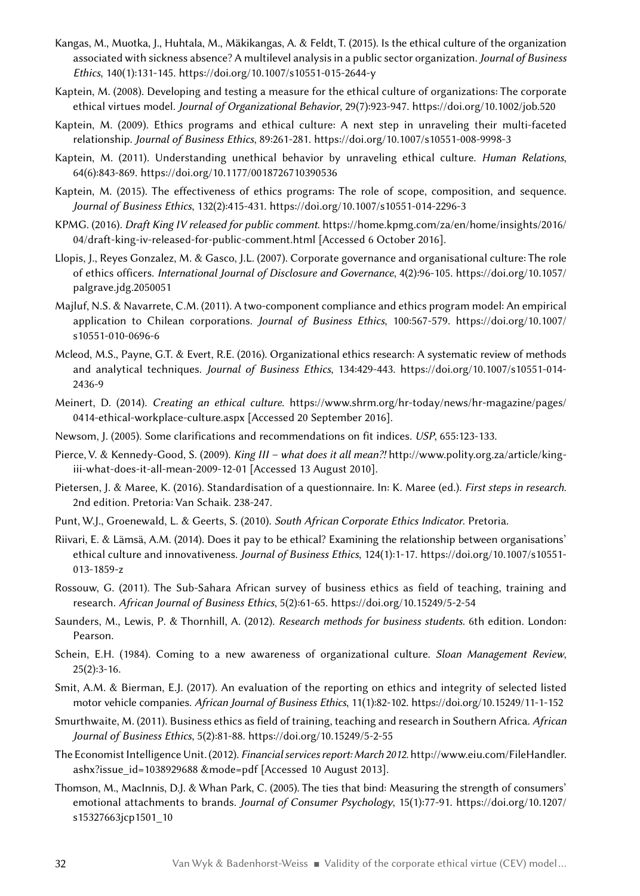Kangas, M., Muotka, J., Huhtala, M., Mäkikangas, A. & Feldt, T. (2015). Is the ethical culture of the organization associated with sickness absence? A multilevel analysis in a public sector organization. *Journal of Business Ethics*, 140(1):131-145. https://doi.org/10.1007/s10551-015-2644-y

Kaptein, M. (2008). Developing and testing a measure for the ethical culture of organizations: The corporate ethical virtues model. *Journal of Organizational Behavior*, 29(7):923-947. https://doi.org/10.1002/job.520

Kaptein, M. (2009). Ethics programs and ethical culture: A next step in unraveling their multi-faceted relationship. *Journal of Business Ethics*, 89:261-281. https://doi.org/10.1007/s10551-008-9998-3

Kaptein, M. (2011). Understanding unethical behavior by unraveling ethical culture. *Human Relations*, 64(6):843-869. https://doi.org/10.1177/0018726710390536

Kaptein, M. (2015). The effectiveness of ethics programs: The role of scope, composition, and sequence. *Journal of Business Ethics*, 132(2):415-431. https://doi.org/10.1007/s10551-014-2296-3

KPMG. (2016). *Draft King IV released for public comment*. https://home.kpmg.com/za/en/home/insights/2016/04/draft-king-iv-released-for-public-comment.html [Accessed 6 October 2016].

Llopis, J., Reyes Gonzalez, M. & Gasco, J.L. (2007). Corporate governance and organisational culture: The role of ethics officers. *International Journal of Disclosure and Governance*, 4(2):96-105. https://doi.org/10.1057/palgrave.jdg.2050051

Majluf, N.S. & Navarrete, C.M. (2011). A two-component compliance and ethics program model: An empirical application to Chilean corporations. *Journal of Business Ethics*, 100:567-579. https://doi.org/10.1007/s10551-010-0696-6

Mcleod, M.S., Payne, G.T. & Evert, R.E. (2016). Organizational ethics research: A systematic review of methods and analytical techniques. *Journal of Business Ethics*, 134:429-443. https://doi.org/10.1007/s10551-014-2436-9

Meinert, D. (2014). *Creating an ethical culture*. https://www.shrm.org/hr-today/news/hr-magazine/pages/0414-ethical-workplace-culture.aspx [Accessed 20 September 2016].

Newsom, J. (2005). Some clarifications and recommendations on fit indices. *USP*, 655:123-133.

Pierce, V. & Kennedy-Good, S. (2009). *King III – what does it all mean?!* http://www.polity.org.za/article/king-iii-what-does-it-all-mean-2009-12-01 [Accessed 13 August 2010].

Pietersen, J. & Maree, K. (2016). Standardisation of a questionnaire. In: K. Maree (ed.). *First steps in research*. 2nd edition. Pretoria: Van Schaik. 238-247.

Punt, W.J., Groenewald, L. & Geerts, S. (2010). *South African Corporate Ethics Indicator*. Pretoria.

Riivari, E. & Lämsä, A.M. (2014). Does it pay to be ethical? Examining the relationship between organisations' ethical culture and innovativeness. *Journal of Business Ethics*, 124(1):1-17. https://doi.org/10.1007/s10551-013-1859-z

Rossouw, G. (2011). The Sub-Sahara African survey of business ethics as field of teaching, training and research. *African Journal of Business Ethics*, 5(2):61-65. https://doi.org/10.15249/5-2-54

Saunders, M., Lewis, P. & Thornhill, A. (2012). *Research methods for business students*. 6th edition. London: Pearson.

Schein, E.H. (1984). Coming to a new awareness of organizational culture. *Sloan Management Review*, 25(2):3-16.

Smit, A.M. & Bierman, E.J. (2017). An evaluation of the reporting on ethics and integrity of selected listed motor vehicle companies. *African Journal of Business Ethics*, 11(1):82-102. https://doi.org/10.15249/11-1-152

Smurthwaite, M. (2011). Business ethics as field of training, teaching and research in Southern Africa. *African Journal of Business Ethics*, 5(2):81-88. https://doi.org/10.15249/5-2-55

The Economist Intelligence Unit. (2012). *Financial services report: March 2012*. http://www.eiu.com/FileHandler.ashx?issue_id=1038929688 &mode=pdf [Accessed 10 August 2013].

Thomson, M., MacInnis, D.J. & Whan Park, C. (2005). The ties that bind: Measuring the strength of consumers' emotional attachments to brands. *Journal of Consumer Psychology*, 15(1):77-91. https://doi.org/10.1207/s15327663jcp1501_10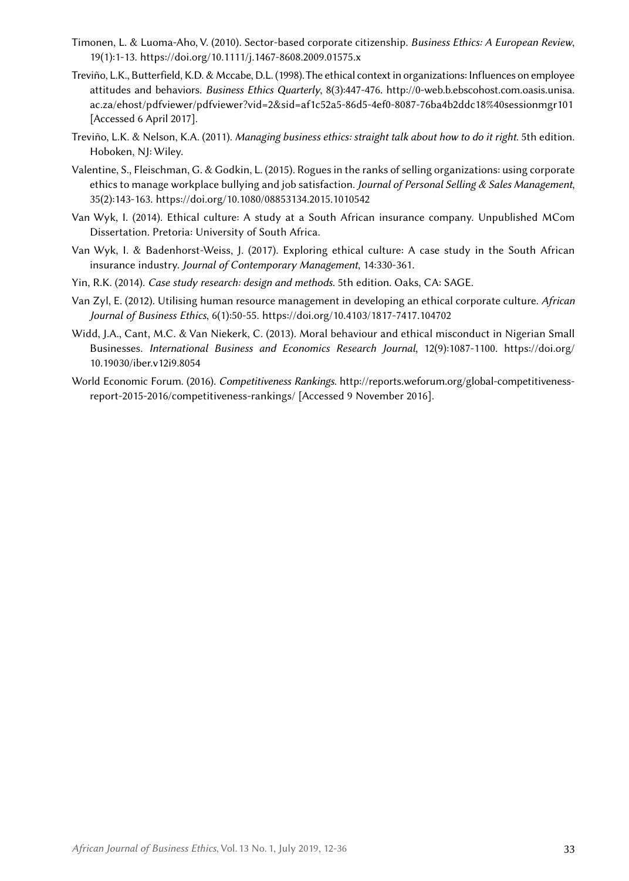Timonen, L. & Luoma-Aho, V. (2010). Sector-based corporate citizenship. *Business Ethics: A European Review*, 19(1):1-13. https://doi.org/10.1111/j.1467-8608.2009.01575.x

Treviño, L.K., Butterfield, K.D. & Mccabe, D.L. (1998). The ethical context in organizations: Influences on employee attitudes and behaviors. *Business Ethics Quarterly*, 8(3):447-476. http://0-web.b.ebscohost.com.oasis.unisa.ac.za/ehost/pdfviewer/pdfviewer?vid=2&sid=af1c52a5-86d5-4ef0-8087-76ba4b2ddc18%40sessionmgr101 [Accessed 6 April 2017].

Treviño, L.K. & Nelson, K.A. (2011). *Managing business ethics: straight talk about how to do it right*. 5th edition. Hoboken, NJ: Wiley.

Valentine, S., Fleischman, G. & Godkin, L. (2015). Rogues in the ranks of selling organizations: using corporate ethics to manage workplace bullying and job satisfaction. *Journal of Personal Selling & Sales Management*, 35(2):143-163. https://doi.org/10.1080/08853134.2015.1010542

Van Wyk, I. (2014). Ethical culture: A study at a South African insurance company. Unpublished MCom Dissertation. Pretoria: University of South Africa.

Van Wyk, I. & Badenhorst-Weiss, J. (2017). Exploring ethical culture: A case study in the South African insurance industry. *Journal of Contemporary Management*, 14:330-361.

Yin, R.K. (2014). *Case study research: design and methods*. 5th edition. Oaks, CA: SAGE.

Van Zyl, E. (2012). Utilising human resource management in developing an ethical corporate culture. *African Journal of Business Ethics*, 6(1):50-55. https://doi.org/10.4103/1817-7417.104702

Widd, J.A., Cant, M.C. & Van Niekerk, C. (2013). Moral behaviour and ethical misconduct in Nigerian Small Businesses. *International Business and Economics Research Journal*, 12(9):1087-1100. https://doi.org/10.19030/iber.v12i9.8054

World Economic Forum. (2016). *Competitiveness Rankings*. http://reports.weforum.org/global-competitiveness-report-2015-2016/competitiveness-rankings/ [Accessed 9 November 2016].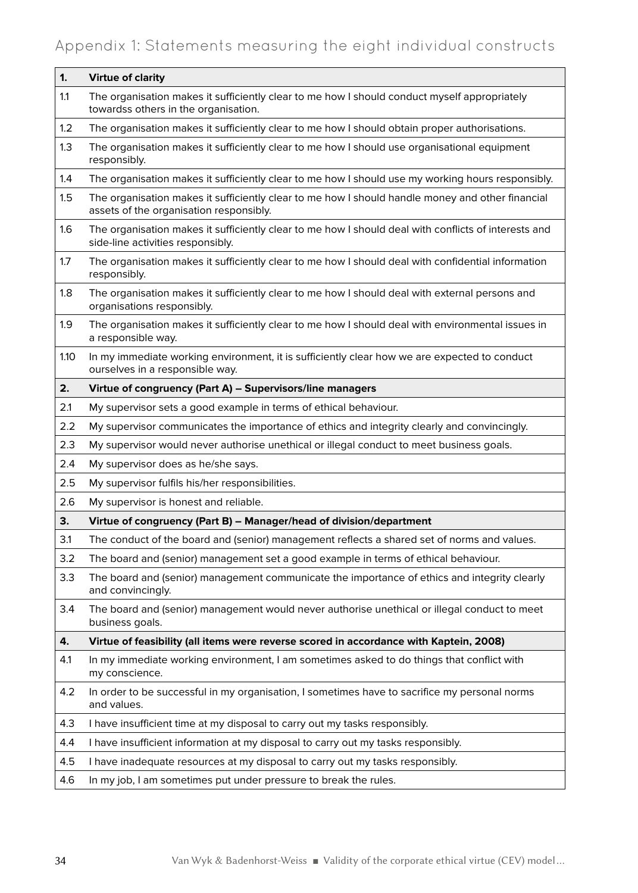## Appendix 1: Statements measuring the eight individual constructs

| 1. | Virtue of clarity |
|---|---|
| 1.1 | The organisation makes it sufficiently clear to me how I should conduct myself appropriately towardss others in the organisation. |
| 1.2 | The organisation makes it sufficiently clear to me how I should obtain proper authorisations. |
| 1.3 | The organisation makes it sufficiently clear to me how I should use organisational equipment responsibly. |
| 1.4 | The organisation makes it sufficiently clear to me how I should use my working hours responsibly. |
| 1.5 | The organisation makes it sufficiently clear to me how I should handle money and other financial assets of the organisation responsibly. |
| 1.6 | The organisation makes it sufficiently clear to me how I should deal with conflicts of interests and side-line activities responsibly. |
| 1.7 | The organisation makes it sufficiently clear to me how I should deal with confidential information responsibly. |
| 1.8 | The organisation makes it sufficiently clear to me how I should deal with external persons and organisations responsibly. |
| 1.9 | The organisation makes it sufficiently clear to me how I should deal with environmental issues in a responsible way. |
| 1.10 | In my immediate working environment, it is sufficiently clear how we are expected to conduct ourselves in a responsible way. |
| **2.** | **Virtue of congruency (Part A) – Supervisors/line managers** |
| 2.1 | My supervisor sets a good example in terms of ethical behaviour. |
| 2.2 | My supervisor communicates the importance of ethics and integrity clearly and convincingly. |
| 2.3 | My supervisor would never authorise unethical or illegal conduct to meet business goals. |
| 2.4 | My supervisor does as he/she says. |
| 2.5 | My supervisor fulfils his/her responsibilities. |
| 2.6 | My supervisor is honest and reliable. |
| **3.** | **Virtue of congruency (Part B) – Manager/head of division/department** |
| 3.1 | The conduct of the board and (senior) management reflects a shared set of norms and values. |
| 3.2 | The board and (senior) management set a good example in terms of ethical behaviour. |
| 3.3 | The board and (senior) management communicate the importance of ethics and integrity clearly and convincingly. |
| 3.4 | The board and (senior) management would never authorise unethical or illegal conduct to meet business goals. |
| **4.** | **Virtue of feasibility (all items were reverse scored in accordance with Kaptein, 2008)** |
| 4.1 | In my immediate working environment, I am sometimes asked to do things that conflict with my conscience. |
| 4.2 | In order to be successful in my organisation, I sometimes have to sacrifice my personal norms and values. |
| 4.3 | I have insufficient time at my disposal to carry out my tasks responsibly. |
| 4.4 | I have insufficient information at my disposal to carry out my tasks responsibly. |
| 4.5 | I have inadequate resources at my disposal to carry out my tasks responsibly. |
| 4.6 | In my job, I am sometimes put under pressure to break the rules. |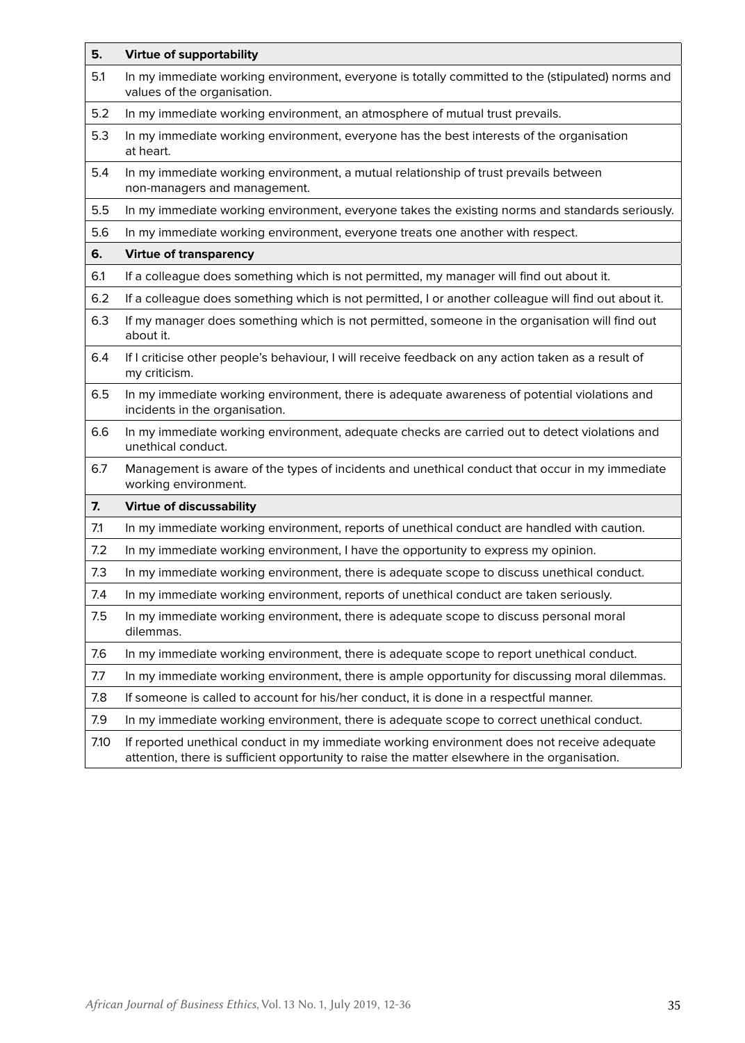| | |
|---|---|
| **5.** | **Virtue of supportability** |
| 5.1 | In my immediate working environment, everyone is totally committed to the (stipulated) norms and values of the organisation. |
| 5.2 | In my immediate working environment, an atmosphere of mutual trust prevails. |
| 5.3 | In my immediate working environment, everyone has the best interests of the organisation at heart. |
| 5.4 | In my immediate working environment, a mutual relationship of trust prevails between non-managers and management. |
| 5.5 | In my immediate working environment, everyone takes the existing norms and standards seriously. |
| 5.6 | In my immediate working environment, everyone treats one another with respect. |
| **6.** | **Virtue of transparency** |
| 6.1 | If a colleague does something which is not permitted, my manager will find out about it. |
| 6.2 | If a colleague does something which is not permitted, I or another colleague will find out about it. |
| 6.3 | If my manager does something which is not permitted, someone in the organisation will find out about it. |
| 6.4 | If I criticise other people's behaviour, I will receive feedback on any action taken as a result of my criticism. |
| 6.5 | In my immediate working environment, there is adequate awareness of potential violations and incidents in the organisation. |
| 6.6 | In my immediate working environment, adequate checks are carried out to detect violations and unethical conduct. |
| 6.7 | Management is aware of the types of incidents and unethical conduct that occur in my immediate working environment. |
| **7.** | **Virtue of discussability** |
| 7.1 | In my immediate working environment, reports of unethical conduct are handled with caution. |
| 7.2 | In my immediate working environment, I have the opportunity to express my opinion. |
| 7.3 | In my immediate working environment, there is adequate scope to discuss unethical conduct. |
| 7.4 | In my immediate working environment, reports of unethical conduct are taken seriously. |
| 7.5 | In my immediate working environment, there is adequate scope to discuss personal moral dilemmas. |
| 7.6 | In my immediate working environment, there is adequate scope to report unethical conduct. |
| 7.7 | In my immediate working environment, there is ample opportunity for discussing moral dilemmas. |
| 7.8 | If someone is called to account for his/her conduct, it is done in a respectful manner. |
| 7.9 | In my immediate working environment, there is adequate scope to correct unethical conduct. |
| 7.10 | If reported unethical conduct in my immediate working environment does not receive adequate attention, there is sufficient opportunity to raise the matter elsewhere in the organisation. |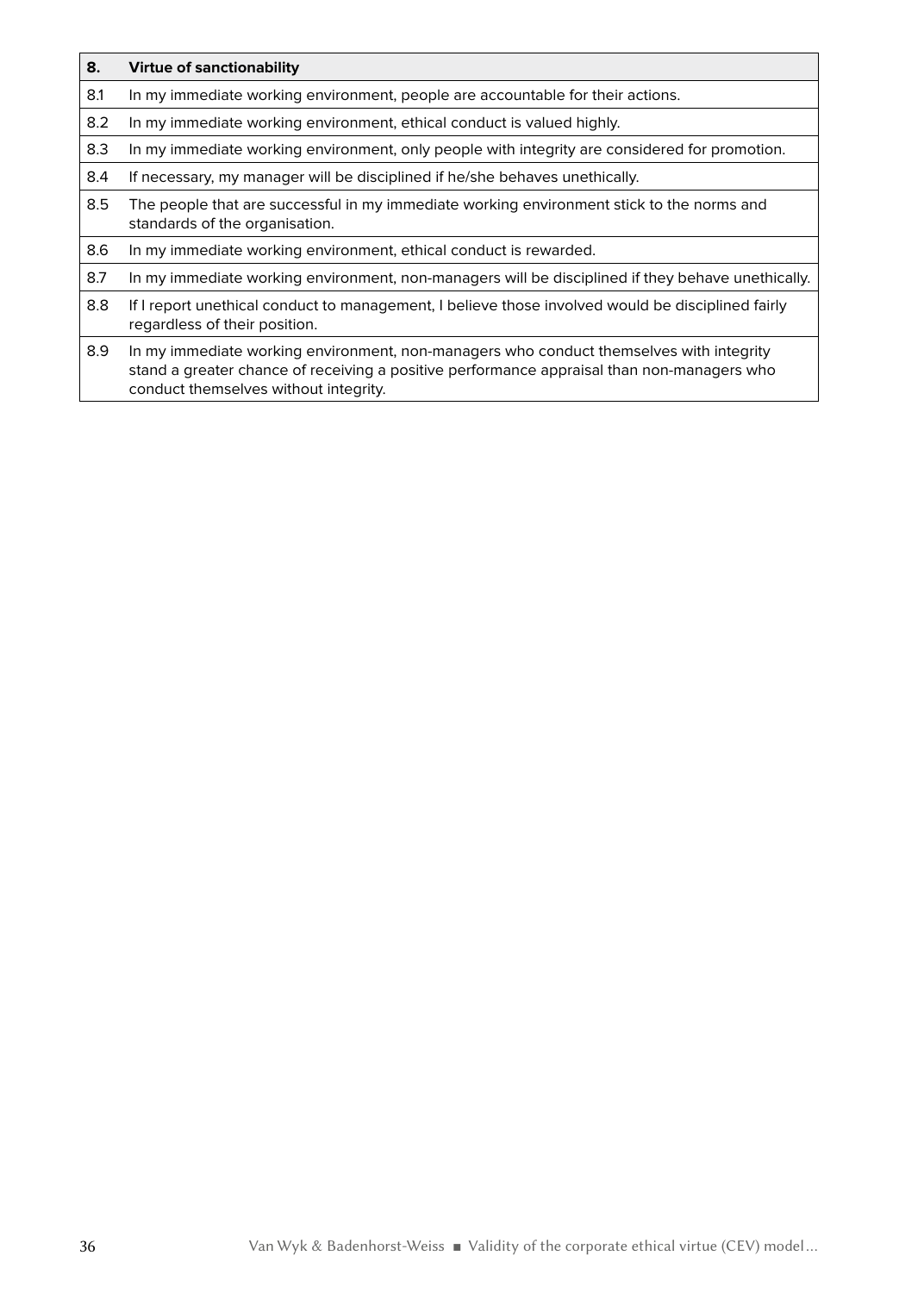| 8. | Virtue of sanctionability |
|---|---|
| 8.1 | In my immediate working environment, people are accountable for their actions. |
| 8.2 | In my immediate working environment, ethical conduct is valued highly. |
| 8.3 | In my immediate working environment, only people with integrity are considered for promotion. |
| 8.4 | If necessary, my manager will be disciplined if he/she behaves unethically. |
| 8.5 | The people that are successful in my immediate working environment stick to the norms and standards of the organisation. |
| 8.6 | In my immediate working environment, ethical conduct is rewarded. |
| 8.7 | In my immediate working environment, non-managers will be disciplined if they behave unethically. |
| 8.8 | If I report unethical conduct to management, I believe those involved would be disciplined fairly regardless of their position. |
| 8.9 | In my immediate working environment, non-managers who conduct themselves with integrity stand a greater chance of receiving a positive performance appraisal than non-managers who conduct themselves without integrity. |